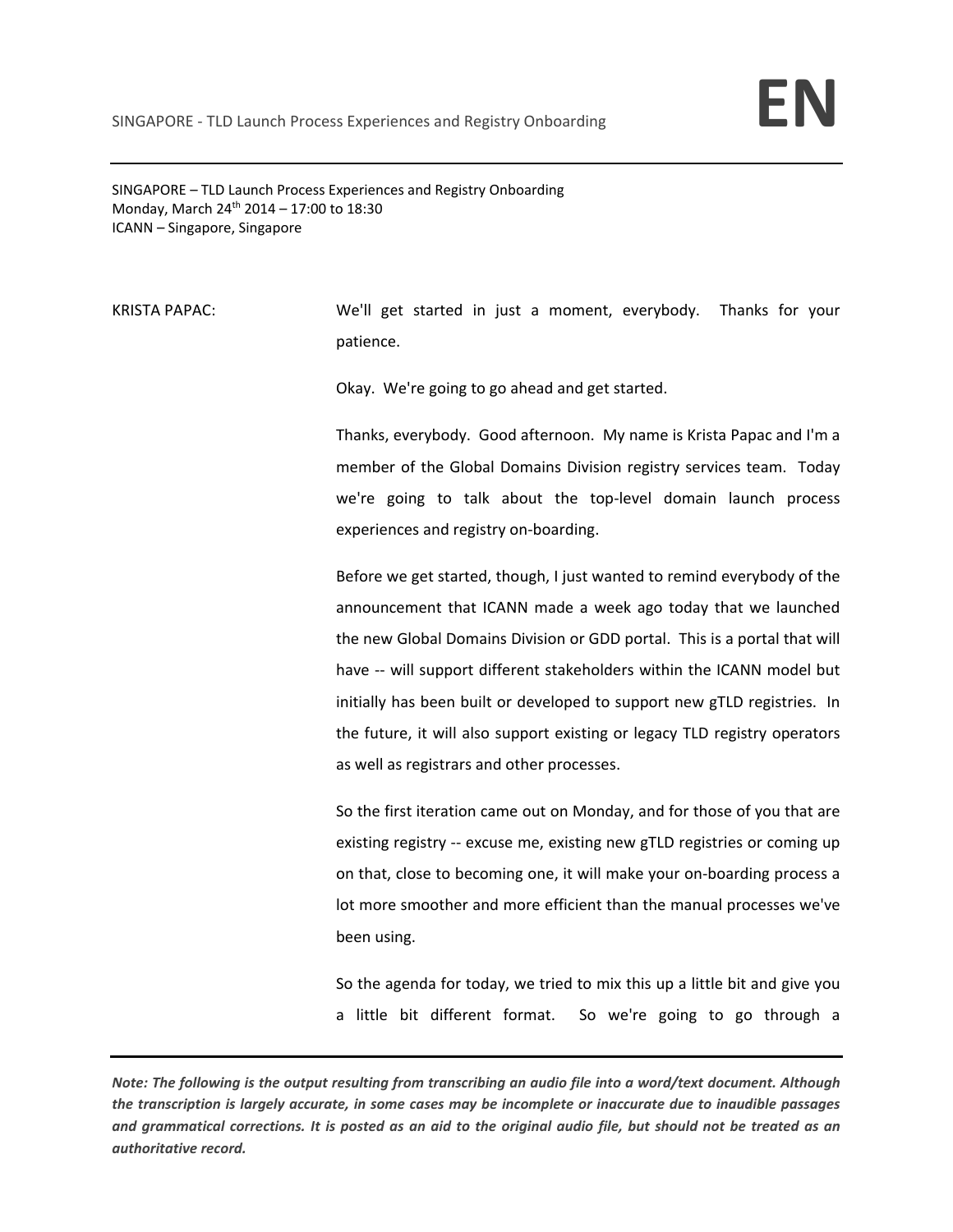SINGAPORE – TLD Launch Process Experiences and Registry Onboarding
Monday, March 24th 2014 – 17:00 to 18:30
ICANN – Singapore, Singapore

KRISTA PAPAC: We'll get started in just a moment, everybody. Thanks for your patience.

Okay. We're going to go ahead and get started.

Thanks, everybody. Good afternoon. My name is Krista Papac and I'm a member of the Global Domains Division registry services team. Today we're going to talk about the top-level domain launch process experiences and registry on-boarding.

Before we get started, though, I just wanted to remind everybody of the announcement that ICANN made a week ago today that we launched the new Global Domains Division or GDD portal. This is a portal that will have -- will support different stakeholders within the ICANN model but initially has been built or developed to support new gTLD registries. In the future, it will also support existing or legacy TLD registry operators as well as registrars and other processes.

So the first iteration came out on Monday, and for those of you that are existing registry -- excuse me, existing new gTLD registries or coming up on that, close to becoming one, it will make your on-boarding process a lot more smoother and more efficient than the manual processes we've been using.

So the agenda for today, we tried to mix this up a little bit and give you a little bit different format. So we're going to go through a

*Note: The following is the output resulting from transcribing an audio file into a word/text document. Although the transcription is largely accurate, in some cases may be incomplete or inaccurate due to inaudible passages and grammatical corrections. It is posted as an aid to the original audio file, but should not be treated as an authoritative record.*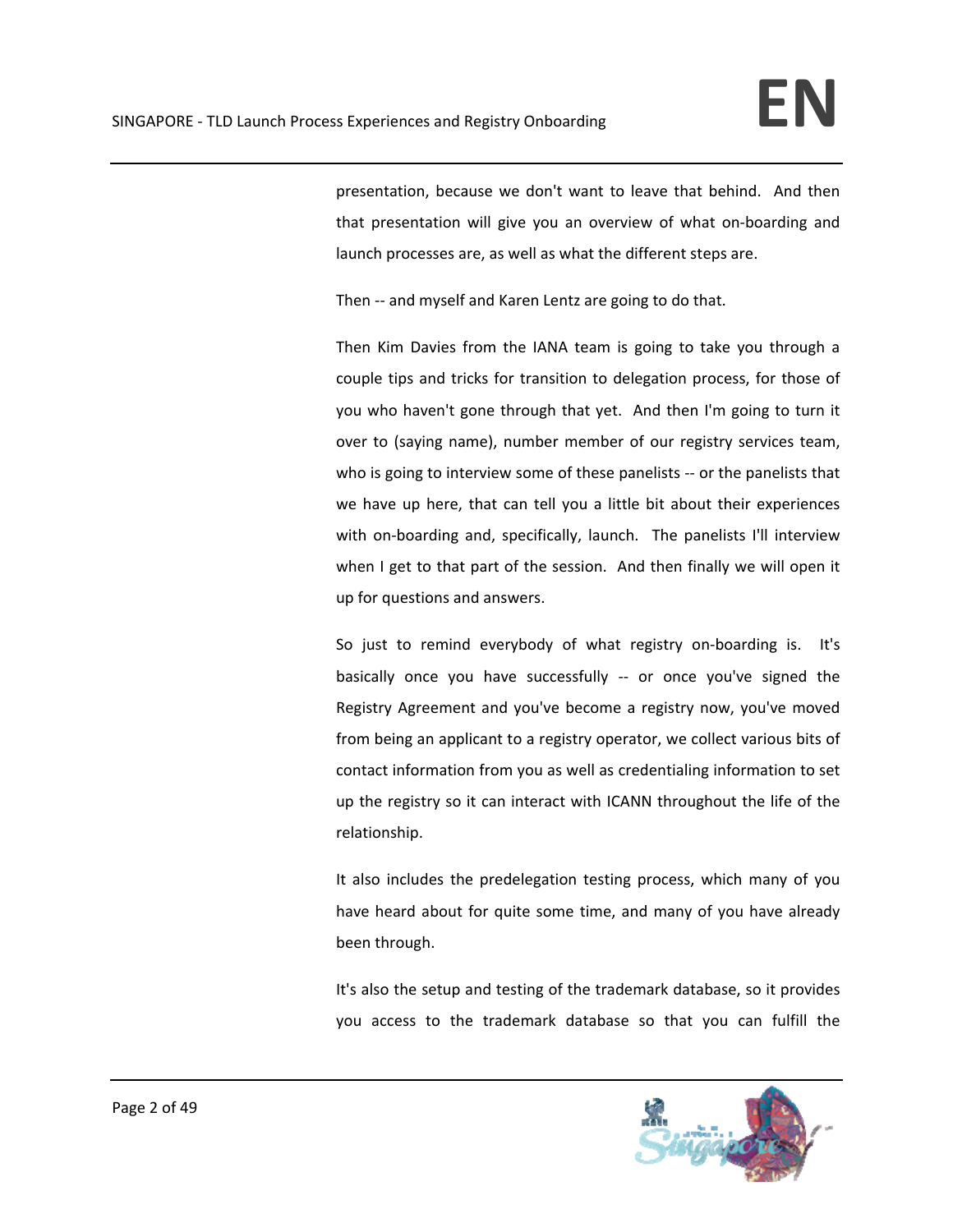presentation, because we don't want to leave that behind. And then that presentation will give you an overview of what on-boarding and launch processes are, as well as what the different steps are.

Then -- and myself and Karen Lentz are going to do that.

Then Kim Davies from the IANA team is going to take you through a couple tips and tricks for transition to delegation process, for those of you who haven't gone through that yet. And then I'm going to turn it over to (saying name), number member of our registry services team, who is going to interview some of these panelists -- or the panelists that we have up here, that can tell you a little bit about their experiences with on-boarding and, specifically, launch. The panelists I'll interview when I get to that part of the session. And then finally we will open it up for questions and answers.

So just to remind everybody of what registry on-boarding is. It's basically once you have successfully -- or once you've signed the Registry Agreement and you've become a registry now, you've moved from being an applicant to a registry operator, we collect various bits of contact information from you as well as credentialing information to set up the registry so it can interact with ICANN throughout the life of the relationship.

It also includes the predelegation testing process, which many of you have heard about for quite some time, and many of you have already been through.

It's also the setup and testing of the trademark database, so it provides you access to the trademark database so that you can fulfill the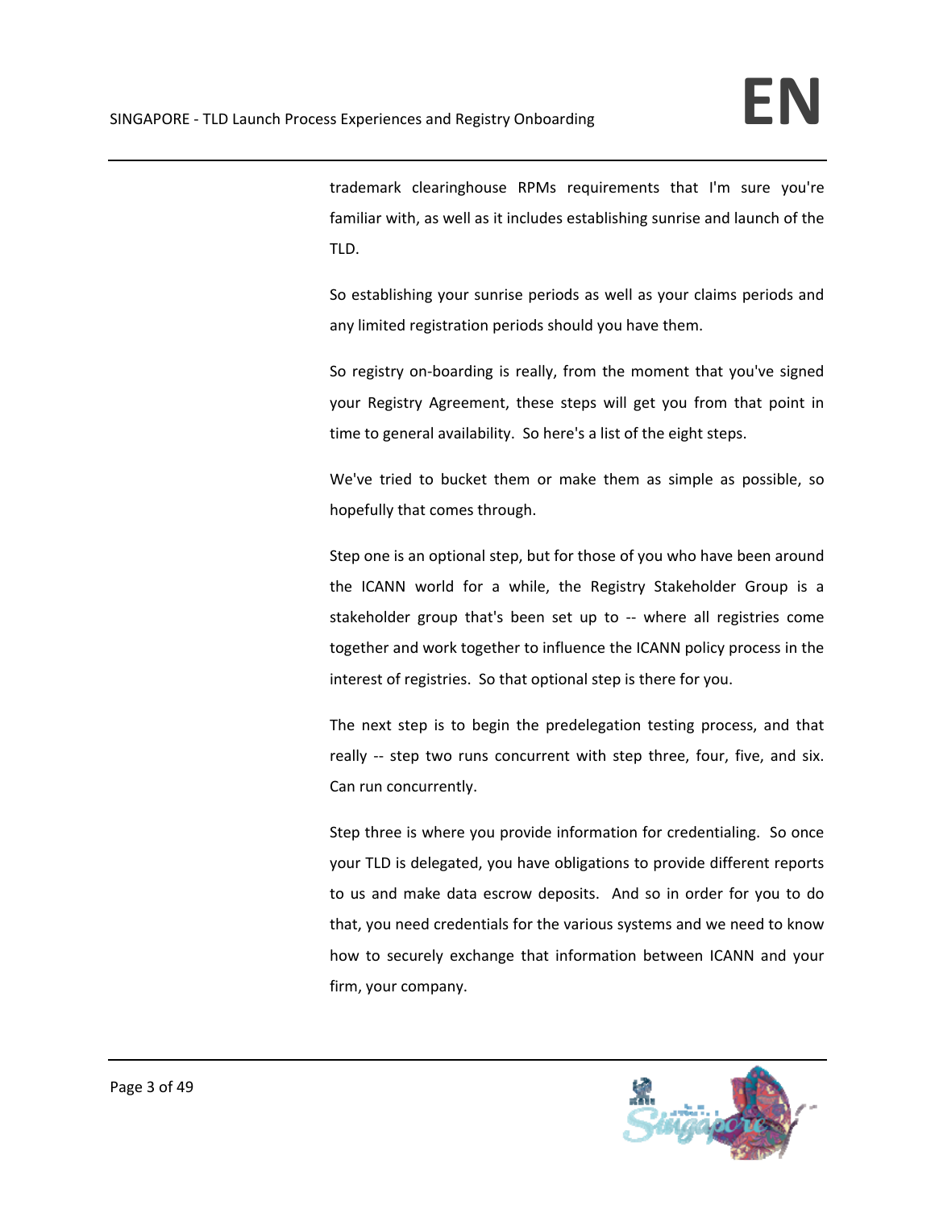trademark clearinghouse RPMs requirements that I'm sure you're familiar with, as well as it includes establishing sunrise and launch of the TLD.

So establishing your sunrise periods as well as your claims periods and any limited registration periods should you have them.

So registry on-boarding is really, from the moment that you've signed your Registry Agreement, these steps will get you from that point in time to general availability. So here's a list of the eight steps.

We've tried to bucket them or make them as simple as possible, so hopefully that comes through.

Step one is an optional step, but for those of you who have been around the ICANN world for a while, the Registry Stakeholder Group is a stakeholder group that's been set up to -- where all registries come together and work together to influence the ICANN policy process in the interest of registries. So that optional step is there for you.

The next step is to begin the predelegation testing process, and that really -- step two runs concurrent with step three, four, five, and six. Can run concurrently.

Step three is where you provide information for credentialing. So once your TLD is delegated, you have obligations to provide different reports to us and make data escrow deposits. And so in order for you to do that, you need credentials for the various systems and we need to know how to securely exchange that information between ICANN and your firm, your company.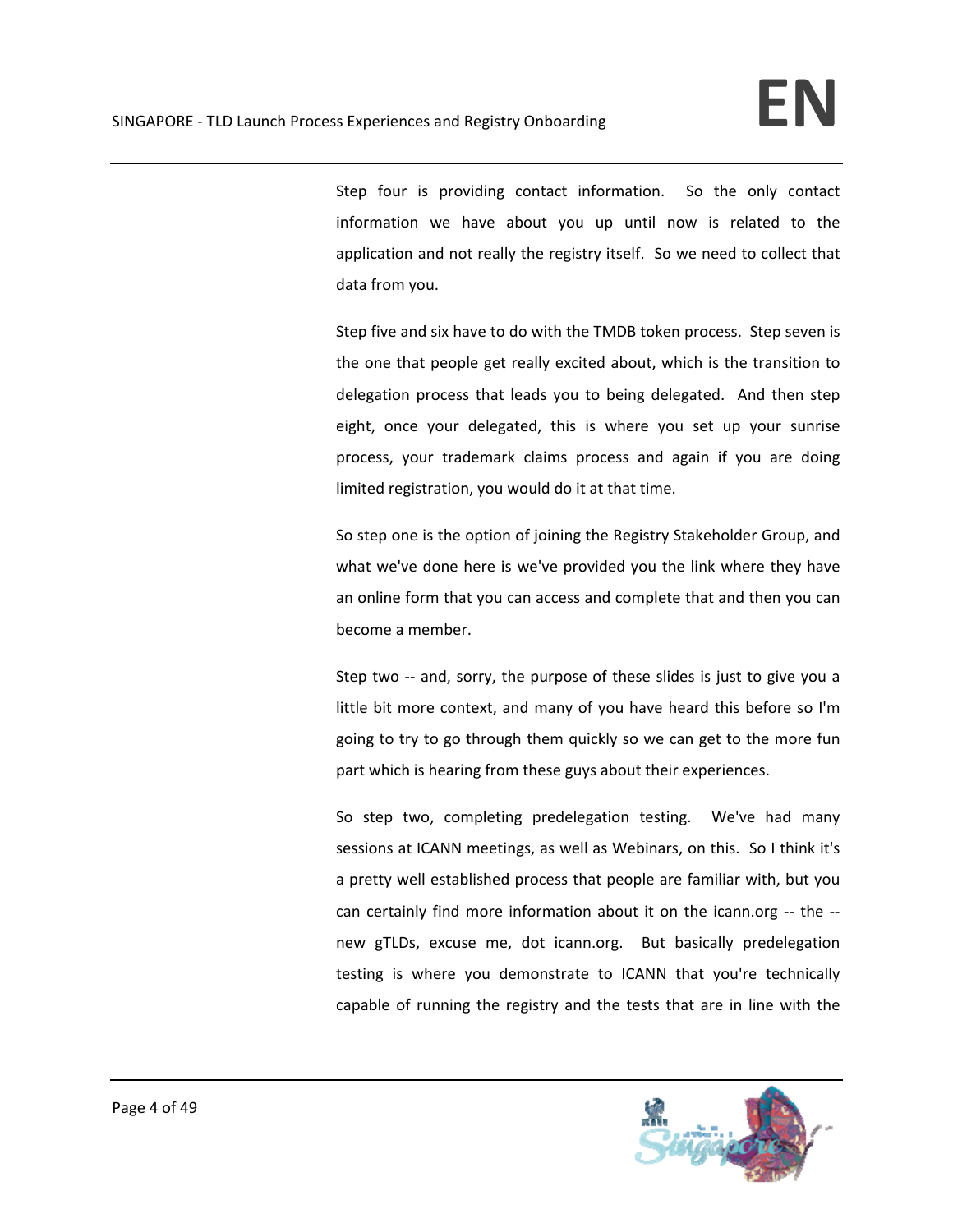Step four is providing contact information. So the only contact information we have about you up until now is related to the application and not really the registry itself. So we need to collect that data from you.

Step five and six have to do with the TMDB token process. Step seven is the one that people get really excited about, which is the transition to delegation process that leads you to being delegated. And then step eight, once your delegated, this is where you set up your sunrise process, your trademark claims process and again if you are doing limited registration, you would do it at that time.

So step one is the option of joining the Registry Stakeholder Group, and what we've done here is we've provided you the link where they have an online form that you can access and complete that and then you can become a member.

Step two -- and, sorry, the purpose of these slides is just to give you a little bit more context, and many of you have heard this before so I'm going to try to go through them quickly so we can get to the more fun part which is hearing from these guys about their experiences.

So step two, completing predelegation testing. We've had many sessions at ICANN meetings, as well as Webinars, on this. So I think it's a pretty well established process that people are familiar with, but you can certainly find more information about it on the icann.org -- the -- new gTLDs, excuse me, dot icann.org. But basically predelegation testing is where you demonstrate to ICANN that you're technically capable of running the registry and the tests that are in line with the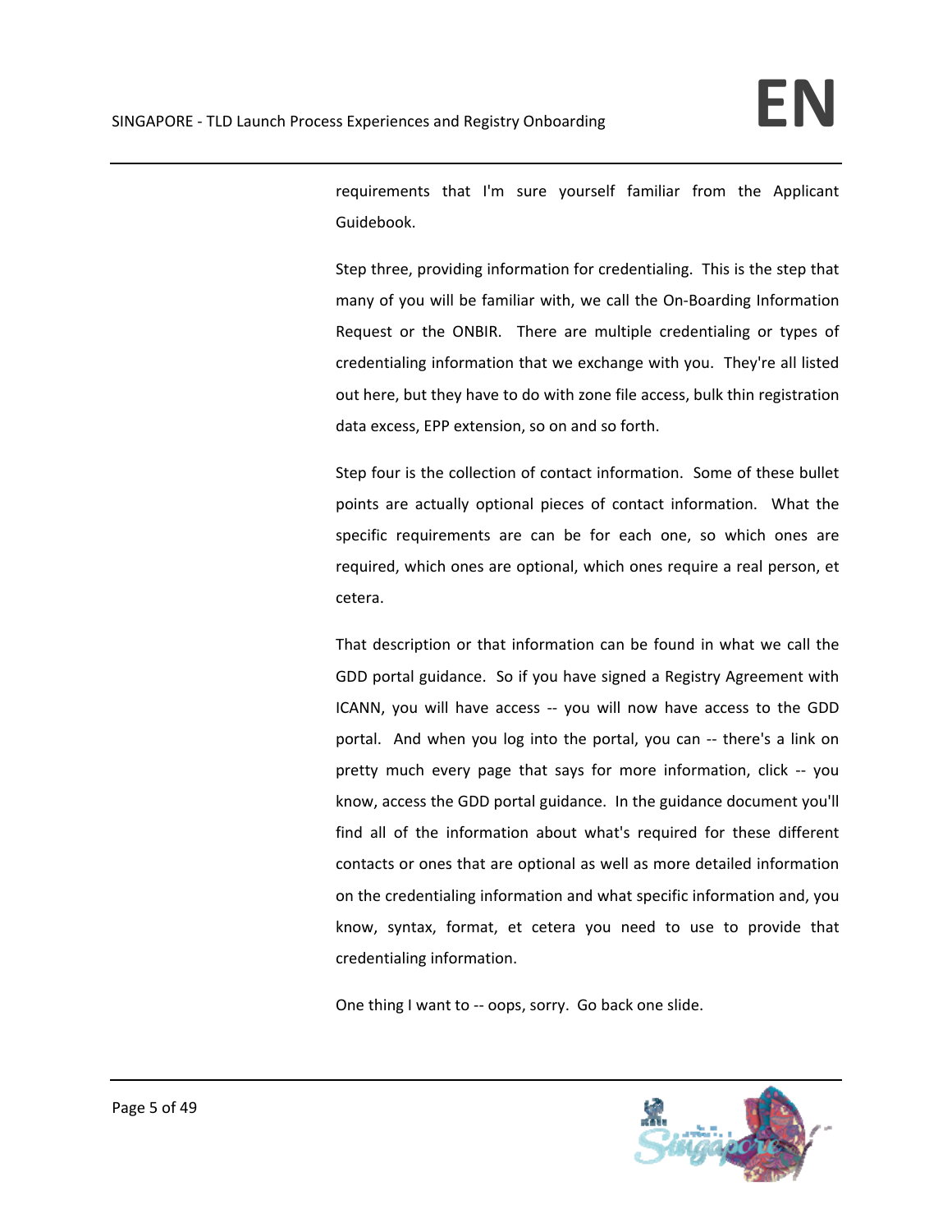requirements that I'm sure yourself familiar from the Applicant Guidebook.

Step three, providing information for credentialing. This is the step that many of you will be familiar with, we call the On-Boarding Information Request or the ONBIR. There are multiple credentialing or types of credentialing information that we exchange with you. They're all listed out here, but they have to do with zone file access, bulk thin registration data excess, EPP extension, so on and so forth.

Step four is the collection of contact information. Some of these bullet points are actually optional pieces of contact information. What the specific requirements are can be for each one, so which ones are required, which ones are optional, which ones require a real person, et cetera.

That description or that information can be found in what we call the GDD portal guidance. So if you have signed a Registry Agreement with ICANN, you will have access -- you will now have access to the GDD portal. And when you log into the portal, you can -- there's a link on pretty much every page that says for more information, click -- you know, access the GDD portal guidance. In the guidance document you'll find all of the information about what's required for these different contacts or ones that are optional as well as more detailed information on the credentialing information and what specific information and, you know, syntax, format, et cetera you need to use to provide that credentialing information.

One thing I want to -- oops, sorry. Go back one slide.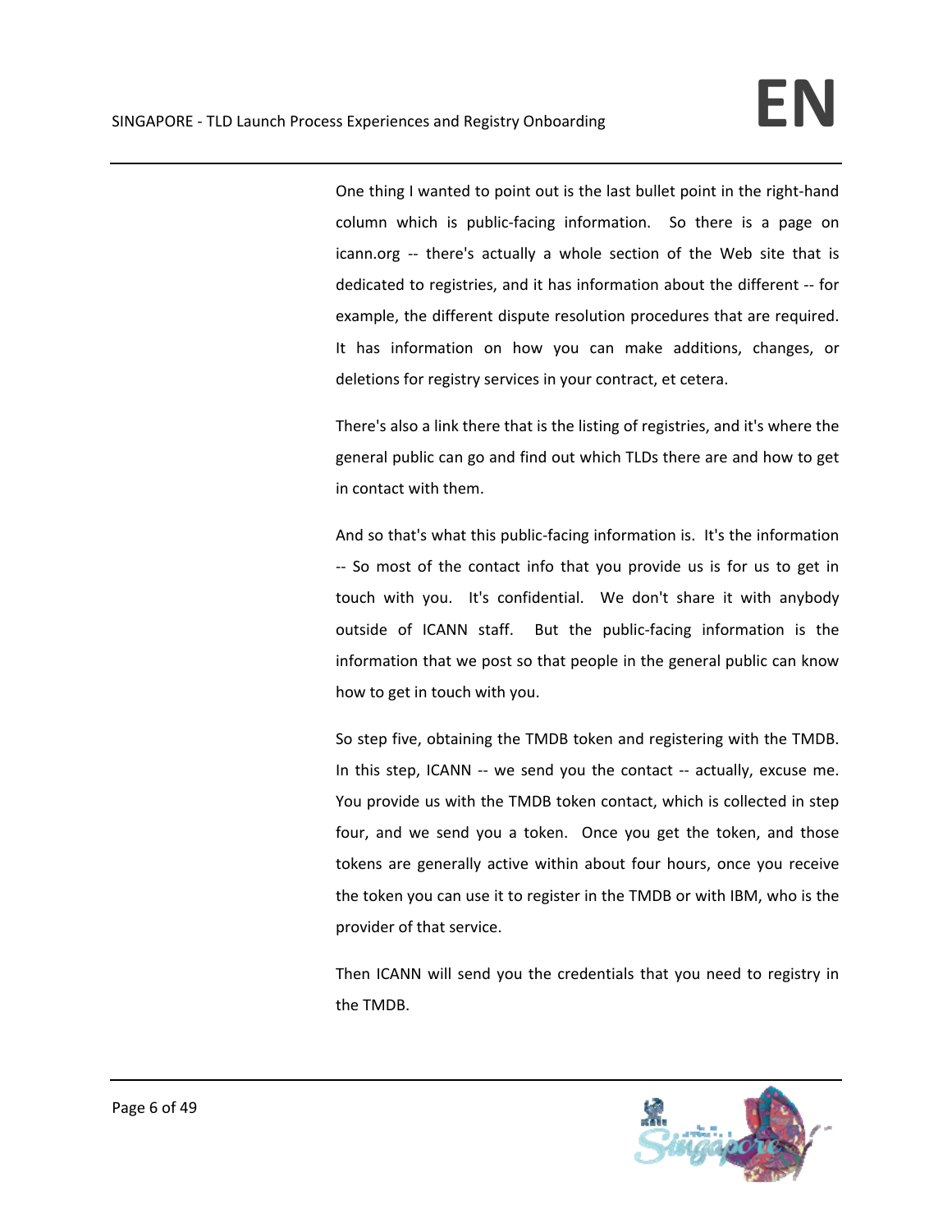One thing I wanted to point out is the last bullet point in the right-hand column which is public-facing information. So there is a page on icann.org -- there's actually a whole section of the Web site that is dedicated to registries, and it has information about the different -- for example, the different dispute resolution procedures that are required. It has information on how you can make additions, changes, or deletions for registry services in your contract, et cetera.

There's also a link there that is the listing of registries, and it's where the general public can go and find out which TLDs there are and how to get in contact with them.

And so that's what this public-facing information is. It's the information -- So most of the contact info that you provide us is for us to get in touch with you. It's confidential. We don't share it with anybody outside of ICANN staff. But the public-facing information is the information that we post so that people in the general public can know how to get in touch with you.

So step five, obtaining the TMDB token and registering with the TMDB. In this step, ICANN -- we send you the contact -- actually, excuse me. You provide us with the TMDB token contact, which is collected in step four, and we send you a token. Once you get the token, and those tokens are generally active within about four hours, once you receive the token you can use it to register in the TMDB or with IBM, who is the provider of that service.

Then ICANN will send you the credentials that you need to registry in the TMDB.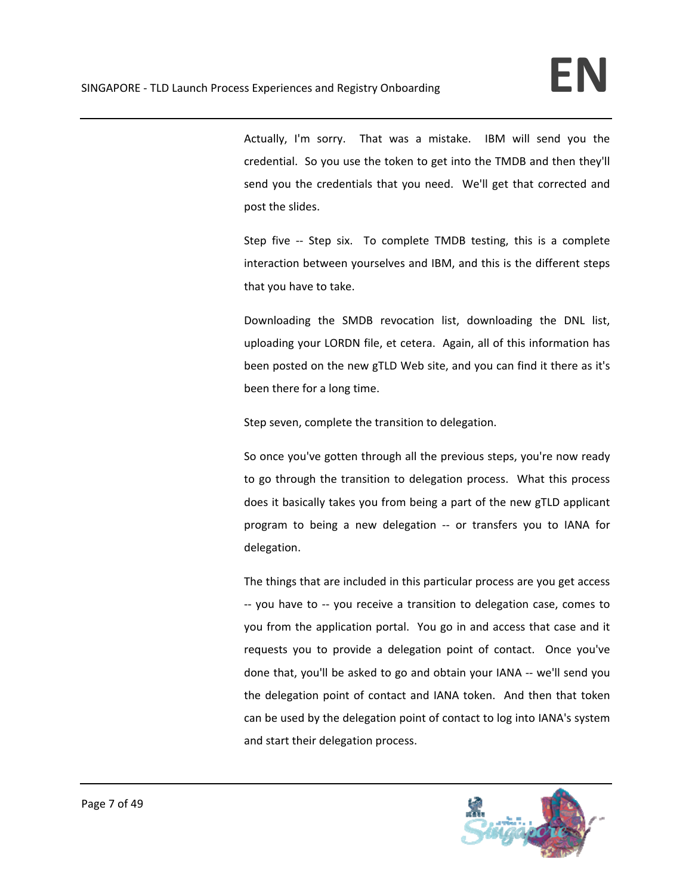Actually, I'm sorry. That was a mistake. IBM will send you the credential. So you use the token to get into the TMDB and then they'll send you the credentials that you need. We'll get that corrected and post the slides.

Step five -- Step six. To complete TMDB testing, this is a complete interaction between yourselves and IBM, and this is the different steps that you have to take.

Downloading the SMDB revocation list, downloading the DNL list, uploading your LORDN file, et cetera. Again, all of this information has been posted on the new gTLD Web site, and you can find it there as it's been there for a long time.

Step seven, complete the transition to delegation.

So once you've gotten through all the previous steps, you're now ready to go through the transition to delegation process. What this process does it basically takes you from being a part of the new gTLD applicant program to being a new delegation -- or transfers you to IANA for delegation.

The things that are included in this particular process are you get access -- you have to -- you receive a transition to delegation case, comes to you from the application portal. You go in and access that case and it requests you to provide a delegation point of contact. Once you've done that, you'll be asked to go and obtain your IANA -- we'll send you the delegation point of contact and IANA token. And then that token can be used by the delegation point of contact to log into IANA's system and start their delegation process.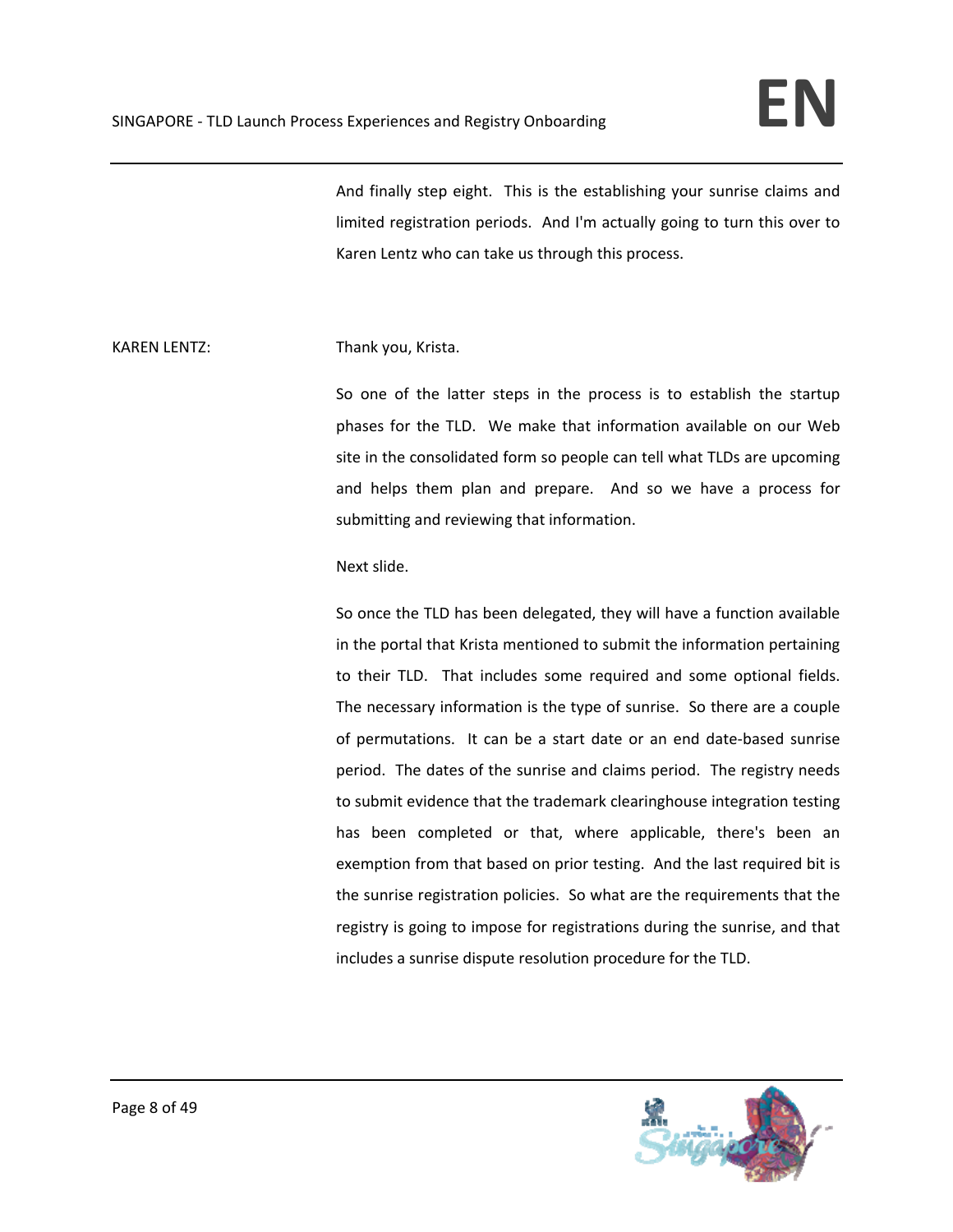And finally step eight. This is the establishing your sunrise claims and limited registration periods. And I'm actually going to turn this over to Karen Lentz who can take us through this process.

KAREN LENTZ: Thank you, Krista.

So one of the latter steps in the process is to establish the startup phases for the TLD. We make that information available on our Web site in the consolidated form so people can tell what TLDs are upcoming and helps them plan and prepare. And so we have a process for submitting and reviewing that information.

Next slide.

So once the TLD has been delegated, they will have a function available in the portal that Krista mentioned to submit the information pertaining to their TLD. That includes some required and some optional fields. The necessary information is the type of sunrise. So there are a couple of permutations. It can be a start date or an end date-based sunrise period. The dates of the sunrise and claims period. The registry needs to submit evidence that the trademark clearinghouse integration testing has been completed or that, where applicable, there's been an exemption from that based on prior testing. And the last required bit is the sunrise registration policies. So what are the requirements that the registry is going to impose for registrations during the sunrise, and that includes a sunrise dispute resolution procedure for the TLD.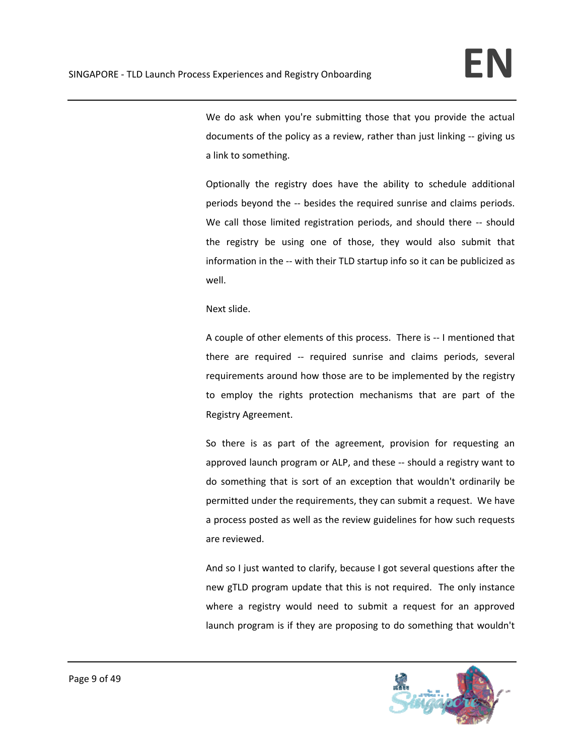We do ask when you're submitting those that you provide the actual documents of the policy as a review, rather than just linking -- giving us a link to something.

Optionally the registry does have the ability to schedule additional periods beyond the -- besides the required sunrise and claims periods. We call those limited registration periods, and should there -- should the registry be using one of those, they would also submit that information in the -- with their TLD startup info so it can be publicized as well.

Next slide.

A couple of other elements of this process. There is -- I mentioned that there are required -- required sunrise and claims periods, several requirements around how those are to be implemented by the registry to employ the rights protection mechanisms that are part of the Registry Agreement.

So there is as part of the agreement, provision for requesting an approved launch program or ALP, and these -- should a registry want to do something that is sort of an exception that wouldn't ordinarily be permitted under the requirements, they can submit a request. We have a process posted as well as the review guidelines for how such requests are reviewed.

And so I just wanted to clarify, because I got several questions after the new gTLD program update that this is not required. The only instance where a registry would need to submit a request for an approved launch program is if they are proposing to do something that wouldn't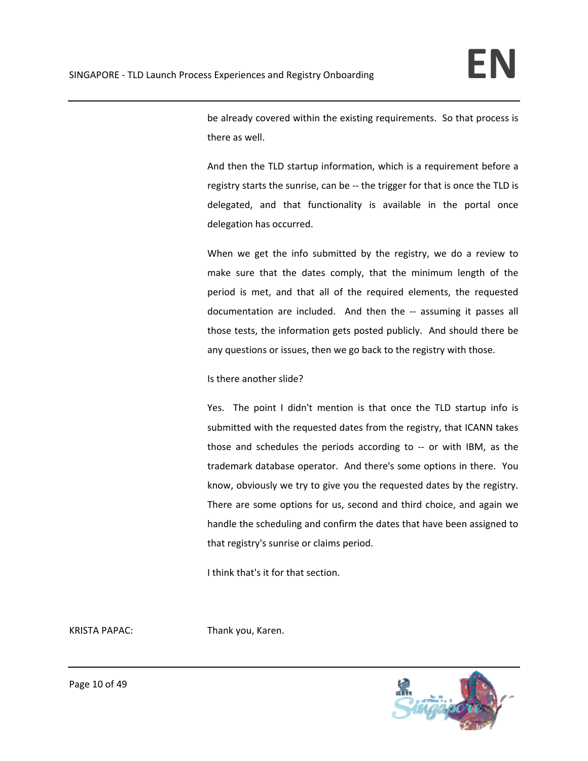be already covered within the existing requirements. So that process is there as well.

And then the TLD startup information, which is a requirement before a registry starts the sunrise, can be -- the trigger for that is once the TLD is delegated, and that functionality is available in the portal once delegation has occurred.

When we get the info submitted by the registry, we do a review to make sure that the dates comply, that the minimum length of the period is met, and that all of the required elements, the requested documentation are included. And then the -- assuming it passes all those tests, the information gets posted publicly. And should there be any questions or issues, then we go back to the registry with those.

Is there another slide?

Yes. The point I didn't mention is that once the TLD startup info is submitted with the requested dates from the registry, that ICANN takes those and schedules the periods according to -- or with IBM, as the trademark database operator. And there's some options in there. You know, obviously we try to give you the requested dates by the registry. There are some options for us, second and third choice, and again we handle the scheduling and confirm the dates that have been assigned to that registry's sunrise or claims period.

I think that's it for that section.

KRISTA PAPAC: Thank you, Karen.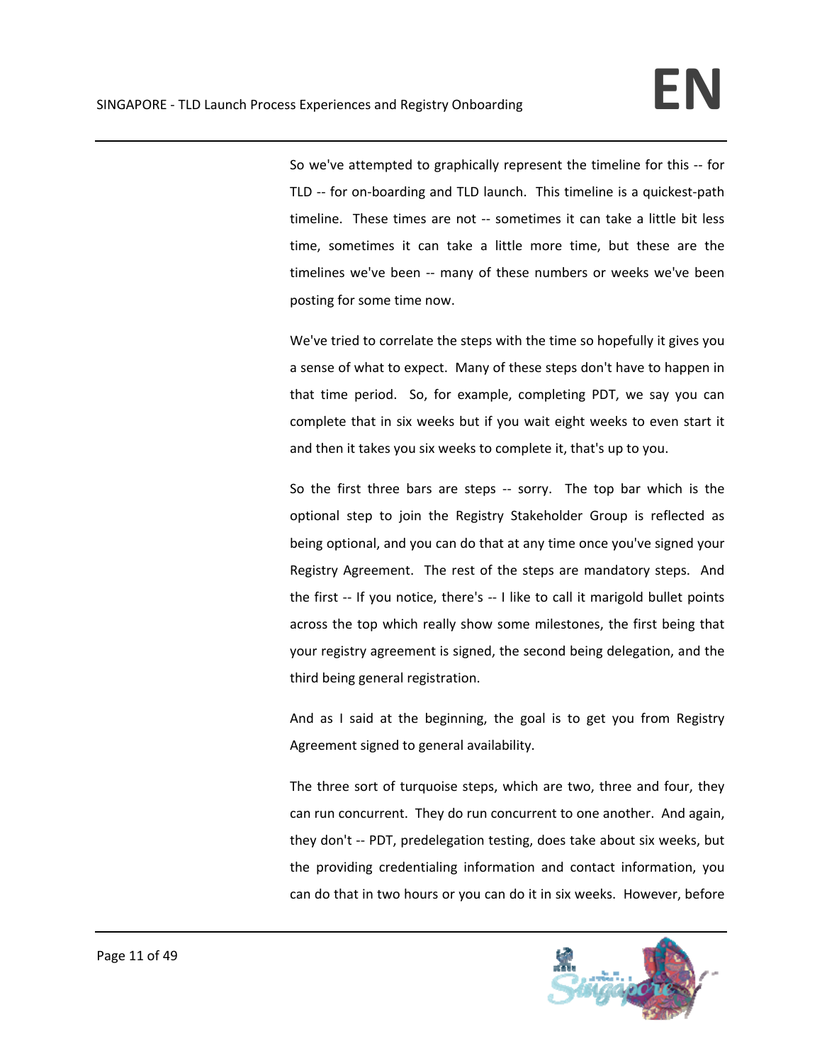So we've attempted to graphically represent the timeline for this -- for TLD -- for on-boarding and TLD launch. This timeline is a quickest-path timeline. These times are not -- sometimes it can take a little bit less time, sometimes it can take a little more time, but these are the timelines we've been -- many of these numbers or weeks we've been posting for some time now.

We've tried to correlate the steps with the time so hopefully it gives you a sense of what to expect. Many of these steps don't have to happen in that time period. So, for example, completing PDT, we say you can complete that in six weeks but if you wait eight weeks to even start it and then it takes you six weeks to complete it, that's up to you.

So the first three bars are steps -- sorry. The top bar which is the optional step to join the Registry Stakeholder Group is reflected as being optional, and you can do that at any time once you've signed your Registry Agreement. The rest of the steps are mandatory steps. And the first -- If you notice, there's -- I like to call it marigold bullet points across the top which really show some milestones, the first being that your registry agreement is signed, the second being delegation, and the third being general registration.

And as I said at the beginning, the goal is to get you from Registry Agreement signed to general availability.

The three sort of turquoise steps, which are two, three and four, they can run concurrent. They do run concurrent to one another. And again, they don't -- PDT, predelegation testing, does take about six weeks, but the providing credentialing information and contact information, you can do that in two hours or you can do it in six weeks. However, before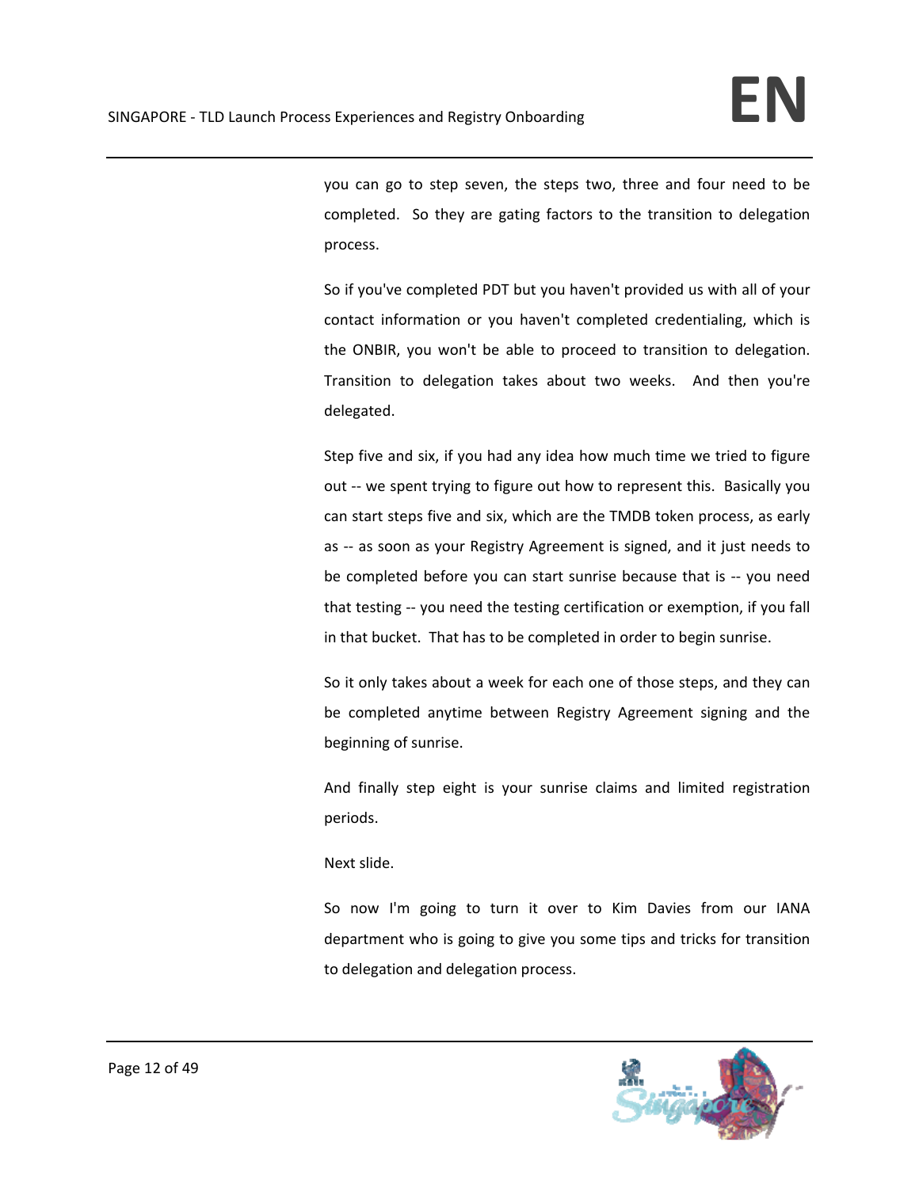you can go to step seven, the steps two, three and four need to be completed. So they are gating factors to the transition to delegation process.

So if you've completed PDT but you haven't provided us with all of your contact information or you haven't completed credentialing, which is the ONBIR, you won't be able to proceed to transition to delegation. Transition to delegation takes about two weeks. And then you're delegated.

Step five and six, if you had any idea how much time we tried to figure out -- we spent trying to figure out how to represent this. Basically you can start steps five and six, which are the TMDB token process, as early as -- as soon as your Registry Agreement is signed, and it just needs to be completed before you can start sunrise because that is -- you need that testing -- you need the testing certification or exemption, if you fall in that bucket. That has to be completed in order to begin sunrise.

So it only takes about a week for each one of those steps, and they can be completed anytime between Registry Agreement signing and the beginning of sunrise.

And finally step eight is your sunrise claims and limited registration periods.

Next slide.

So now I'm going to turn it over to Kim Davies from our IANA department who is going to give you some tips and tricks for transition to delegation and delegation process.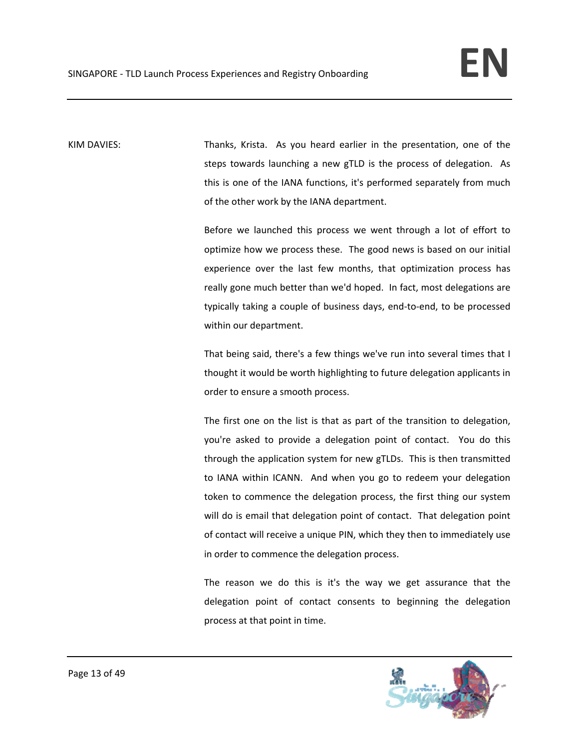KIM DAVIES: Thanks, Krista. As you heard earlier in the presentation, one of the steps towards launching a new gTLD is the process of delegation. As this is one of the IANA functions, it's performed separately from much of the other work by the IANA department.

Before we launched this process we went through a lot of effort to optimize how we process these. The good news is based on our initial experience over the last few months, that optimization process has really gone much better than we'd hoped. In fact, most delegations are typically taking a couple of business days, end-to-end, to be processed within our department.

That being said, there's a few things we've run into several times that I thought it would be worth highlighting to future delegation applicants in order to ensure a smooth process.

The first one on the list is that as part of the transition to delegation, you're asked to provide a delegation point of contact. You do this through the application system for new gTLDs. This is then transmitted to IANA within ICANN. And when you go to redeem your delegation token to commence the delegation process, the first thing our system will do is email that delegation point of contact. That delegation point of contact will receive a unique PIN, which they then to immediately use in order to commence the delegation process.

The reason we do this is it's the way we get assurance that the delegation point of contact consents to beginning the delegation process at that point in time.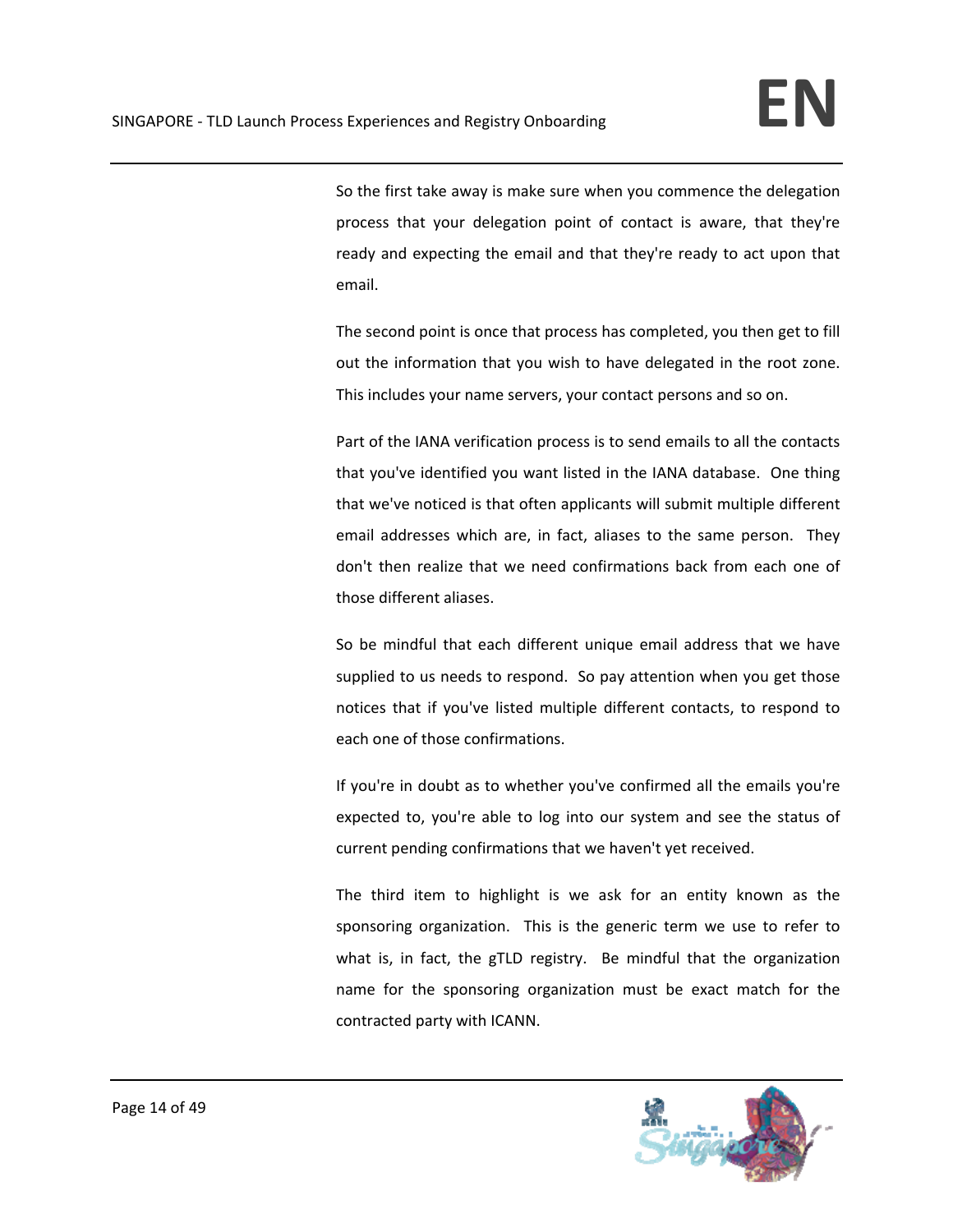So the first take away is make sure when you commence the delegation process that your delegation point of contact is aware, that they're ready and expecting the email and that they're ready to act upon that email.

The second point is once that process has completed, you then get to fill out the information that you wish to have delegated in the root zone. This includes your name servers, your contact persons and so on.

Part of the IANA verification process is to send emails to all the contacts that you've identified you want listed in the IANA database. One thing that we've noticed is that often applicants will submit multiple different email addresses which are, in fact, aliases to the same person. They don't then realize that we need confirmations back from each one of those different aliases.

So be mindful that each different unique email address that we have supplied to us needs to respond. So pay attention when you get those notices that if you've listed multiple different contacts, to respond to each one of those confirmations.

If you're in doubt as to whether you've confirmed all the emails you're expected to, you're able to log into our system and see the status of current pending confirmations that we haven't yet received.

The third item to highlight is we ask for an entity known as the sponsoring organization. This is the generic term we use to refer to what is, in fact, the gTLD registry. Be mindful that the organization name for the sponsoring organization must be exact match for the contracted party with ICANN.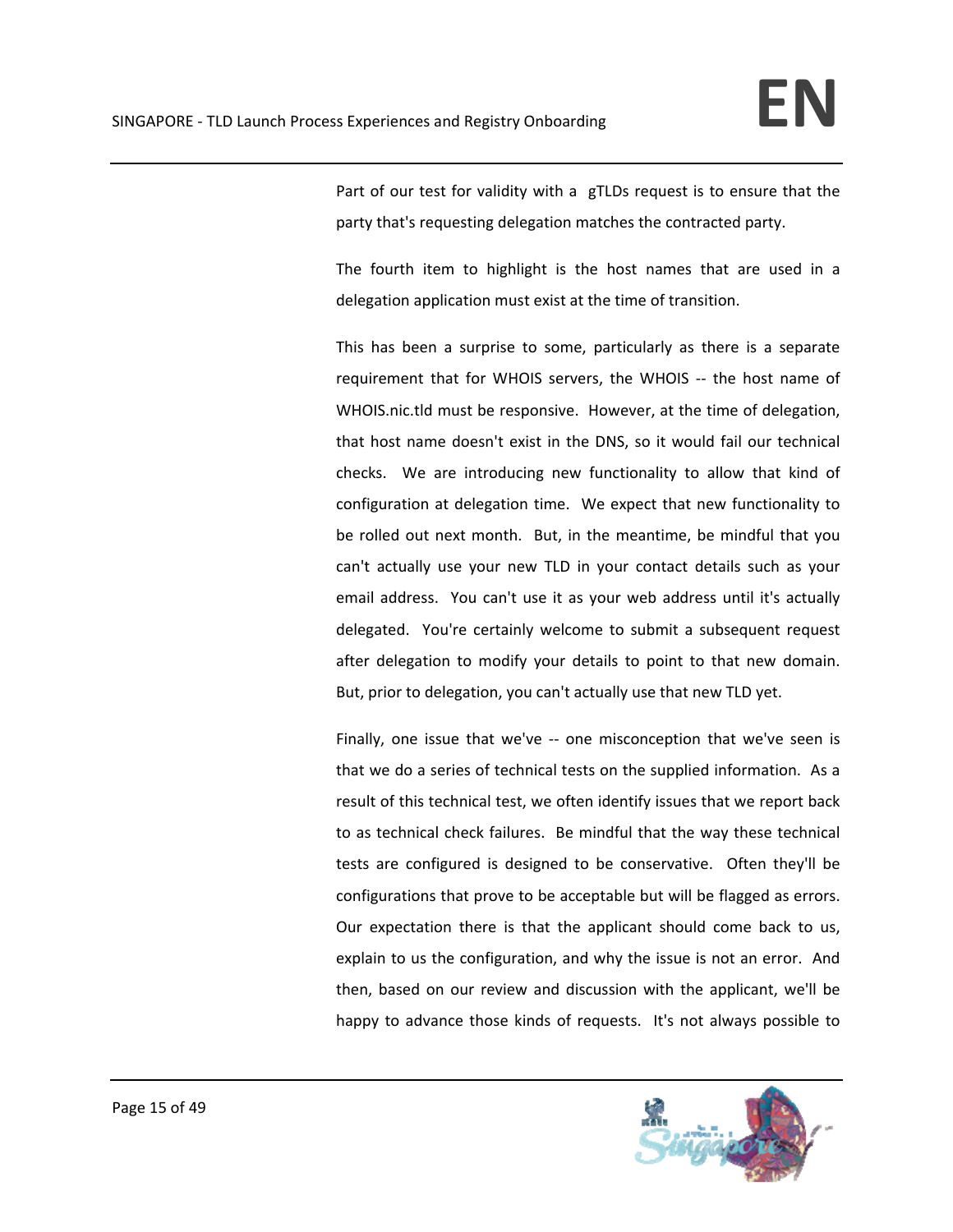Part of our test for validity with a gTLDs request is to ensure that the party that's requesting delegation matches the contracted party.

The fourth item to highlight is the host names that are used in a delegation application must exist at the time of transition.

This has been a surprise to some, particularly as there is a separate requirement that for WHOIS servers, the WHOIS -- the host name of WHOIS.nic.tld must be responsive. However, at the time of delegation, that host name doesn't exist in the DNS, so it would fail our technical checks. We are introducing new functionality to allow that kind of configuration at delegation time. We expect that new functionality to be rolled out next month. But, in the meantime, be mindful that you can't actually use your new TLD in your contact details such as your email address. You can't use it as your web address until it's actually delegated. You're certainly welcome to submit a subsequent request after delegation to modify your details to point to that new domain. But, prior to delegation, you can't actually use that new TLD yet.

Finally, one issue that we've -- one misconception that we've seen is that we do a series of technical tests on the supplied information. As a result of this technical test, we often identify issues that we report back to as technical check failures. Be mindful that the way these technical tests are configured is designed to be conservative. Often they'll be configurations that prove to be acceptable but will be flagged as errors. Our expectation there is that the applicant should come back to us, explain to us the configuration, and why the issue is not an error. And then, based on our review and discussion with the applicant, we'll be happy to advance those kinds of requests. It's not always possible to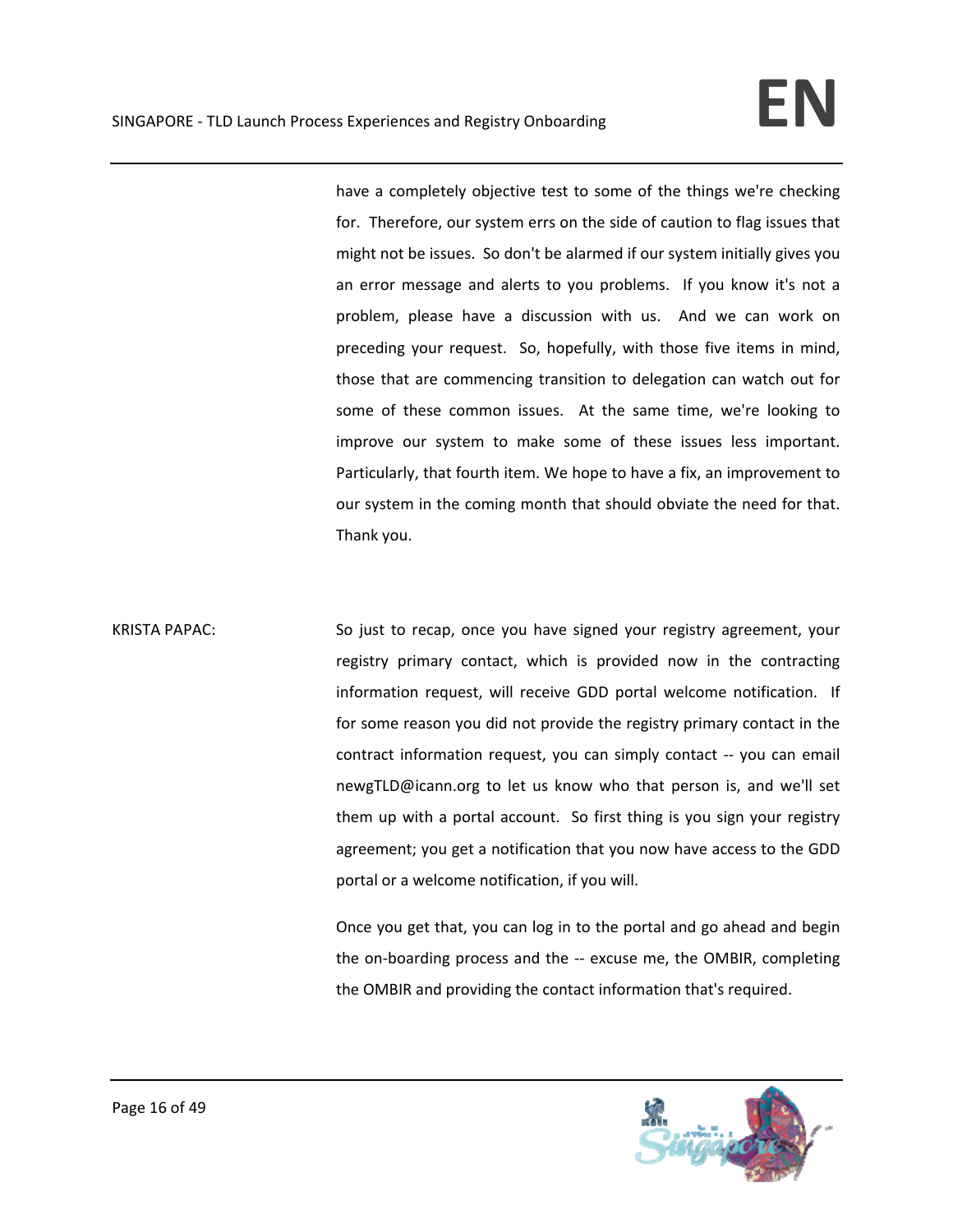have a completely objective test to some of the things we're checking for. Therefore, our system errs on the side of caution to flag issues that might not be issues. So don't be alarmed if our system initially gives you an error message and alerts to you problems. If you know it's not a problem, please have a discussion with us. And we can work on preceding your request. So, hopefully, with those five items in mind, those that are commencing transition to delegation can watch out for some of these common issues. At the same time, we're looking to improve our system to make some of these issues less important. Particularly, that fourth item. We hope to have a fix, an improvement to our system in the coming month that should obviate the need for that. Thank you.

KRISTA PAPAC: So just to recap, once you have signed your registry agreement, your registry primary contact, which is provided now in the contracting information request, will receive GDD portal welcome notification. If for some reason you did not provide the registry primary contact in the contract information request, you can simply contact -- you can email newgTLD@icann.org to let us know who that person is, and we'll set them up with a portal account. So first thing is you sign your registry agreement; you get a notification that you now have access to the GDD portal or a welcome notification, if you will.

Once you get that, you can log in to the portal and go ahead and begin the on-boarding process and the -- excuse me, the OMBIR, completing the OMBIR and providing the contact information that's required.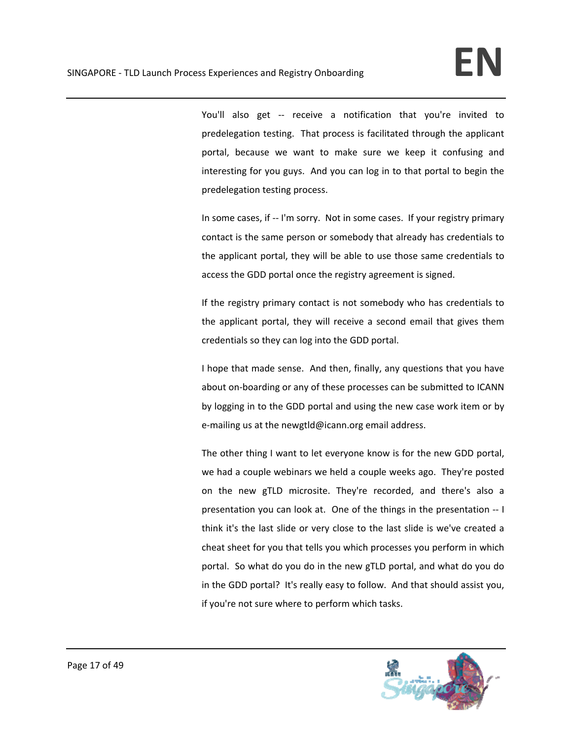You'll also get -- receive a notification that you're invited to predelegation testing. That process is facilitated through the applicant portal, because we want to make sure we keep it confusing and interesting for you guys. And you can log in to that portal to begin the predelegation testing process.

In some cases, if -- I'm sorry. Not in some cases. If your registry primary contact is the same person or somebody that already has credentials to the applicant portal, they will be able to use those same credentials to access the GDD portal once the registry agreement is signed.

If the registry primary contact is not somebody who has credentials to the applicant portal, they will receive a second email that gives them credentials so they can log into the GDD portal.

I hope that made sense. And then, finally, any questions that you have about on-boarding or any of these processes can be submitted to ICANN by logging in to the GDD portal and using the new case work item or by e-mailing us at the newgtld@icann.org email address.

The other thing I want to let everyone know is for the new GDD portal, we had a couple webinars we held a couple weeks ago. They're posted on the new gTLD microsite. They're recorded, and there's also a presentation you can look at. One of the things in the presentation -- I think it's the last slide or very close to the last slide is we've created a cheat sheet for you that tells you which processes you perform in which portal. So what do you do in the new gTLD portal, and what do you do in the GDD portal? It's really easy to follow. And that should assist you, if you're not sure where to perform which tasks.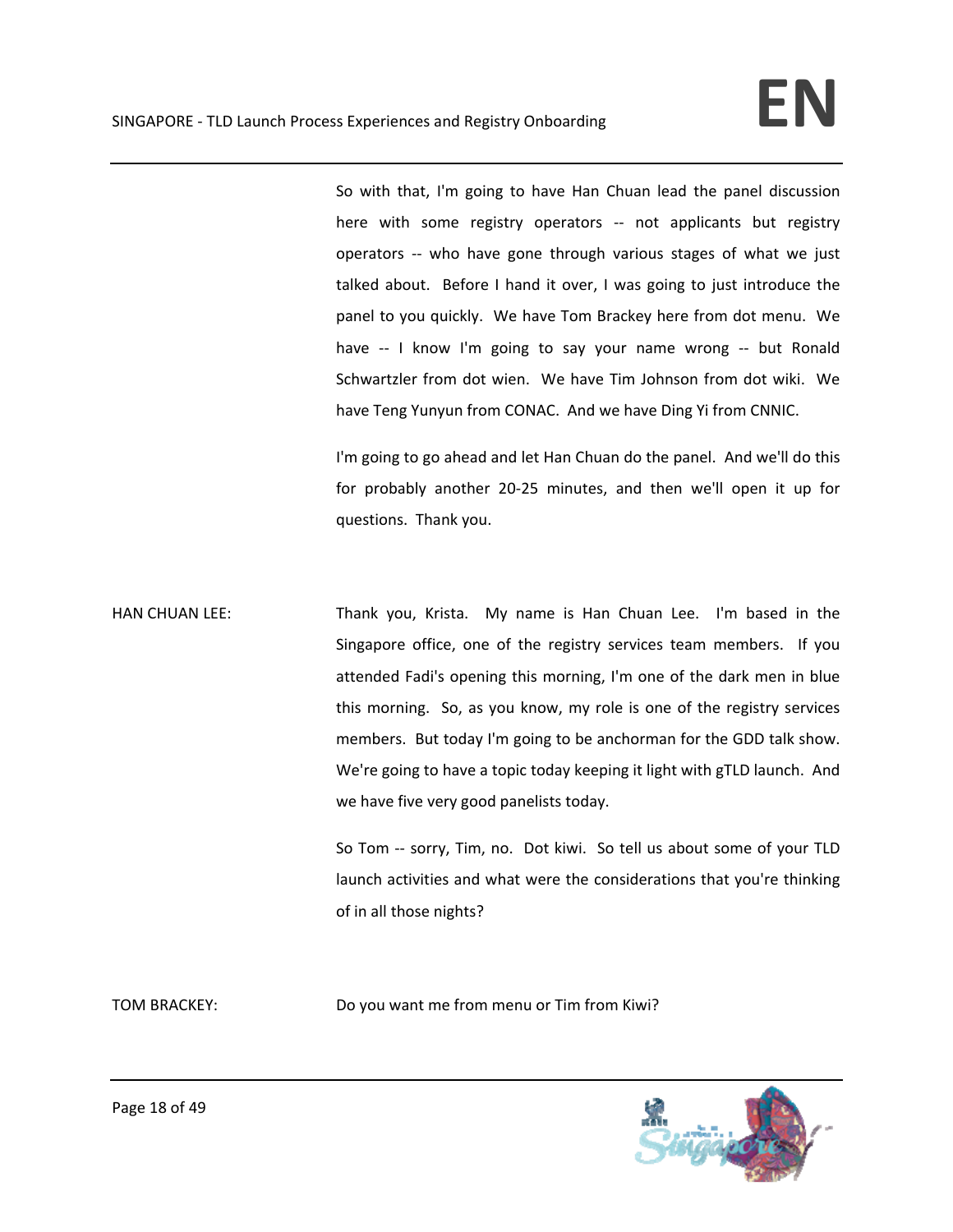So with that, I'm going to have Han Chuan lead the panel discussion here with some registry operators -- not applicants but registry operators -- who have gone through various stages of what we just talked about. Before I hand it over, I was going to just introduce the panel to you quickly. We have Tom Brackey here from dot menu. We have -- I know I'm going to say your name wrong -- but Ronald Schwartzler from dot wien. We have Tim Johnson from dot wiki. We have Teng Yunyun from CONAC. And we have Ding Yi from CNNIC.

I'm going to go ahead and let Han Chuan do the panel. And we'll do this for probably another 20-25 minutes, and then we'll open it up for questions. Thank you.

HAN CHUAN LEE: Thank you, Krista. My name is Han Chuan Lee. I'm based in the Singapore office, one of the registry services team members. If you attended Fadi's opening this morning, I'm one of the dark men in blue this morning. So, as you know, my role is one of the registry services members. But today I'm going to be anchorman for the GDD talk show. We're going to have a topic today keeping it light with gTLD launch. And we have five very good panelists today.

So Tom -- sorry, Tim, no. Dot kiwi. So tell us about some of your TLD launch activities and what were the considerations that you're thinking of in all those nights?

TOM BRACKEY: Do you want me from menu or Tim from Kiwi?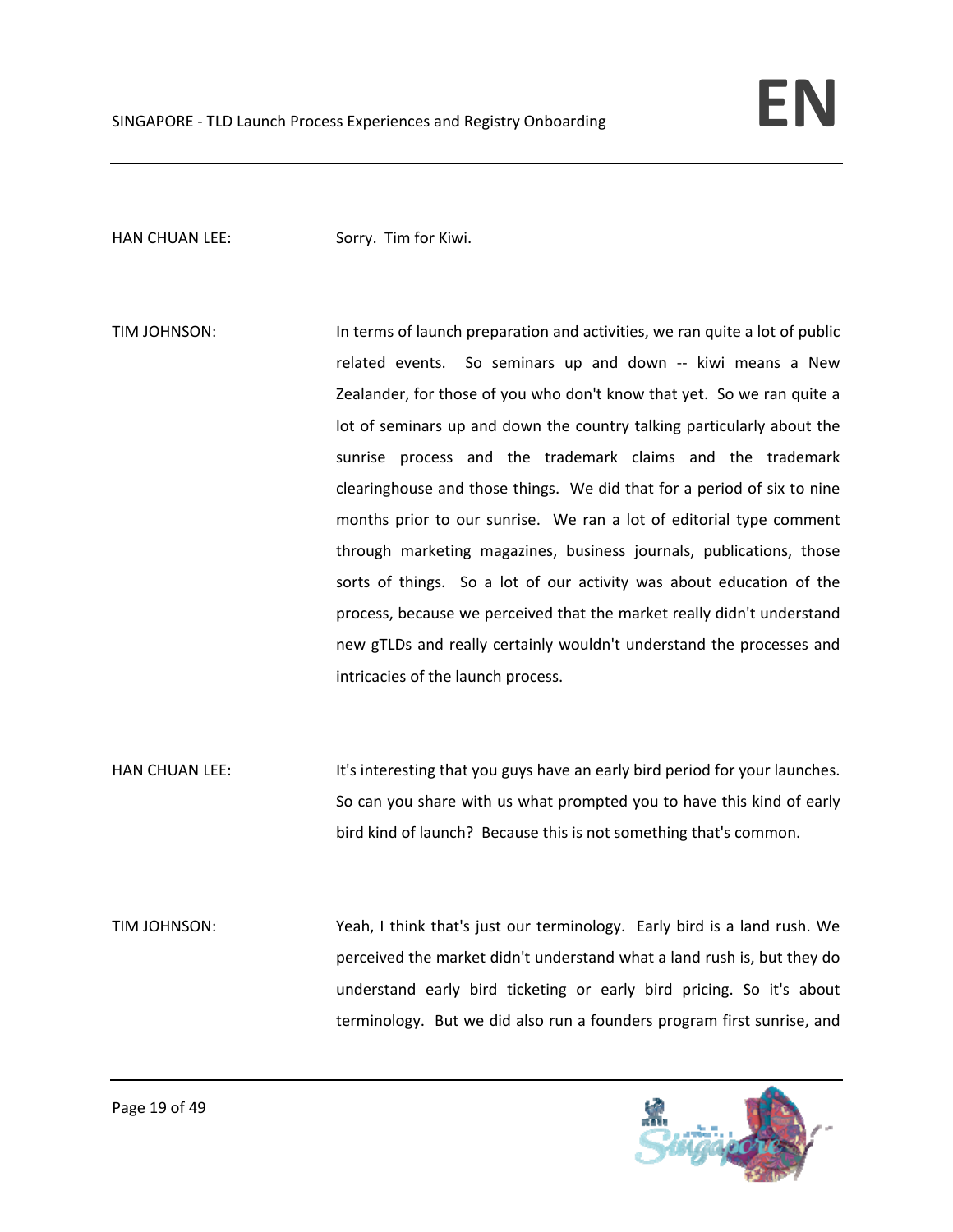HAN CHUAN LEE: Sorry. Tim for Kiwi.

TIM JOHNSON: In terms of launch preparation and activities, we ran quite a lot of public related events. So seminars up and down -- kiwi means a New Zealander, for those of you who don't know that yet. So we ran quite a lot of seminars up and down the country talking particularly about the sunrise process and the trademark claims and the trademark clearinghouse and those things. We did that for a period of six to nine months prior to our sunrise. We ran a lot of editorial type comment through marketing magazines, business journals, publications, those sorts of things. So a lot of our activity was about education of the process, because we perceived that the market really didn't understand new gTLDs and really certainly wouldn't understand the processes and intricacies of the launch process.

HAN CHUAN LEE: It's interesting that you guys have an early bird period for your launches. So can you share with us what prompted you to have this kind of early bird kind of launch? Because this is not something that's common.

TIM JOHNSON: Yeah, I think that's just our terminology. Early bird is a land rush. We perceived the market didn't understand what a land rush is, but they do understand early bird ticketing or early bird pricing. So it's about terminology. But we did also run a founders program first sunrise, and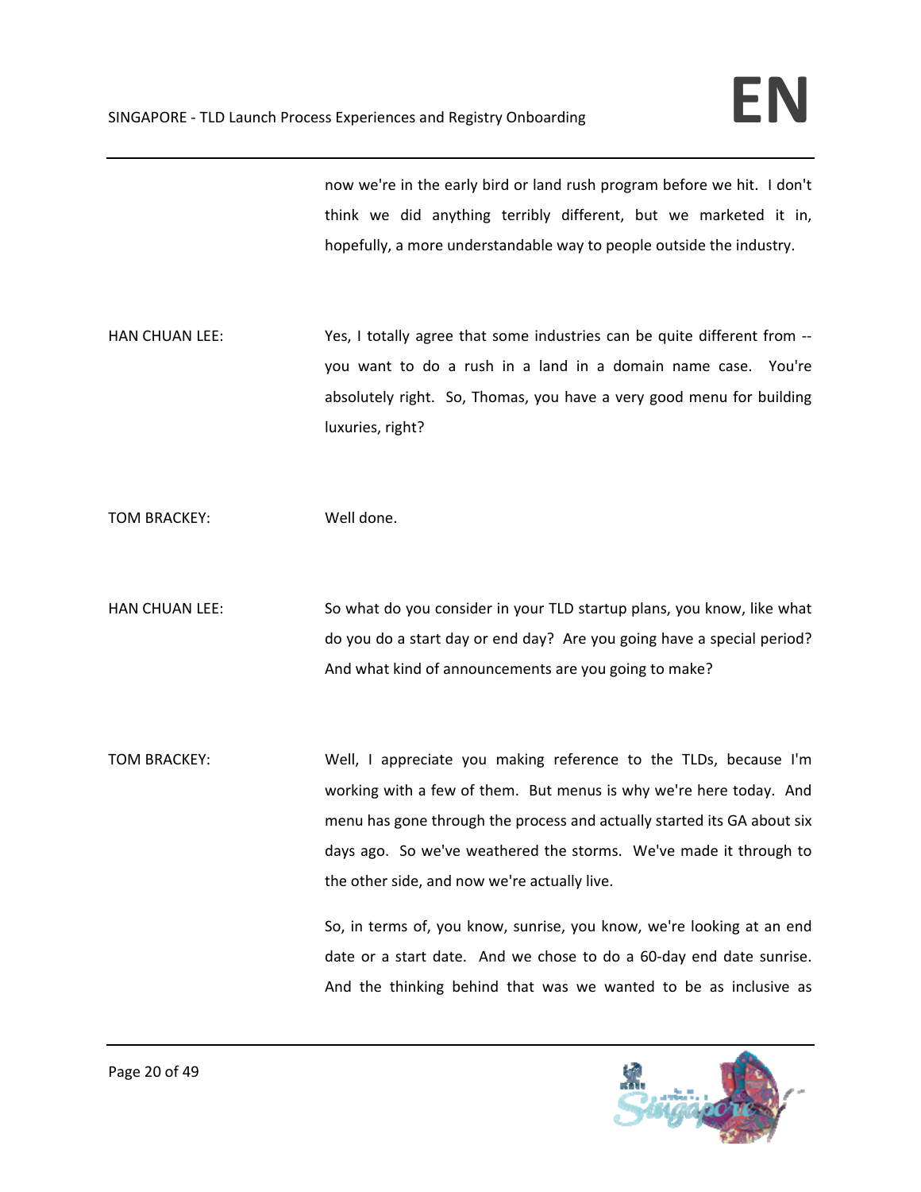now we're in the early bird or land rush program before we hit. I don't think we did anything terribly different, but we marketed it in, hopefully, a more understandable way to people outside the industry.

HAN CHUAN LEE: Yes, I totally agree that some industries can be quite different from -- you want to do a rush in a land in a domain name case. You're absolutely right. So, Thomas, you have a very good menu for building luxuries, right?

TOM BRACKEY: Well done.

HAN CHUAN LEE: So what do you consider in your TLD startup plans, you know, like what do you do a start day or end day? Are you going have a special period? And what kind of announcements are you going to make?

TOM BRACKEY: Well, I appreciate you making reference to the TLDs, because I'm working with a few of them. But menus is why we're here today. And menu has gone through the process and actually started its GA about six days ago. So we've weathered the storms. We've made it through to the other side, and now we're actually live.

So, in terms of, you know, sunrise, you know, we're looking at an end date or a start date. And we chose to do a 60-day end date sunrise. And the thinking behind that was we wanted to be as inclusive as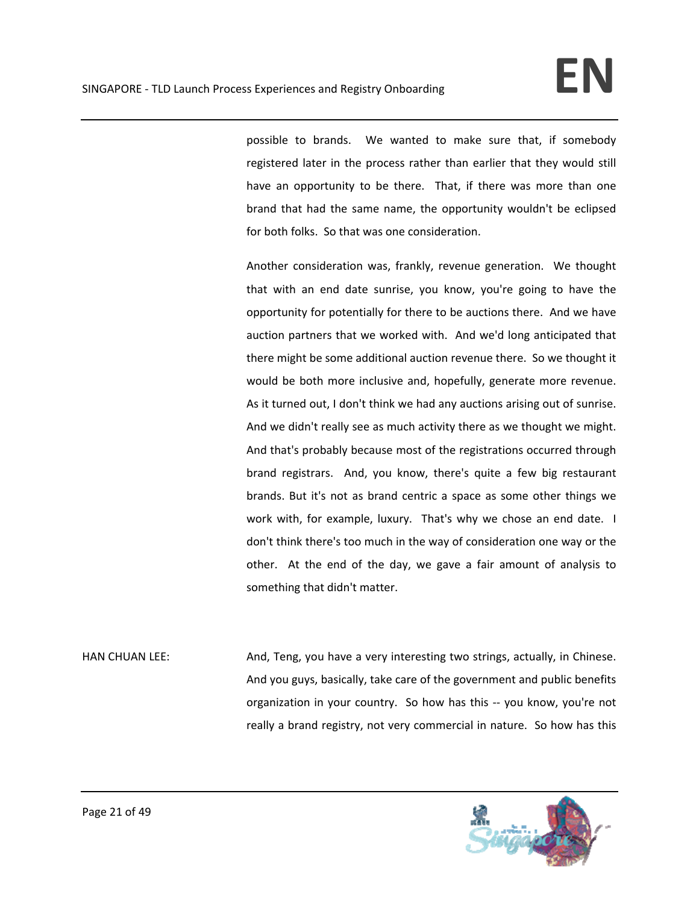possible to brands. We wanted to make sure that, if somebody registered later in the process rather than earlier that they would still have an opportunity to be there. That, if there was more than one brand that had the same name, the opportunity wouldn't be eclipsed for both folks. So that was one consideration.

Another consideration was, frankly, revenue generation. We thought that with an end date sunrise, you know, you're going to have the opportunity for potentially for there to be auctions there. And we have auction partners that we worked with. And we'd long anticipated that there might be some additional auction revenue there. So we thought it would be both more inclusive and, hopefully, generate more revenue. As it turned out, I don't think we had any auctions arising out of sunrise. And we didn't really see as much activity there as we thought we might. And that's probably because most of the registrations occurred through brand registrars. And, you know, there's quite a few big restaurant brands. But it's not as brand centric a space as some other things we work with, for example, luxury. That's why we chose an end date. I don't think there's too much in the way of consideration one way or the other. At the end of the day, we gave a fair amount of analysis to something that didn't matter.

HAN CHUAN LEE: And, Teng, you have a very interesting two strings, actually, in Chinese. And you guys, basically, take care of the government and public benefits organization in your country. So how has this -- you know, you're not really a brand registry, not very commercial in nature. So how has this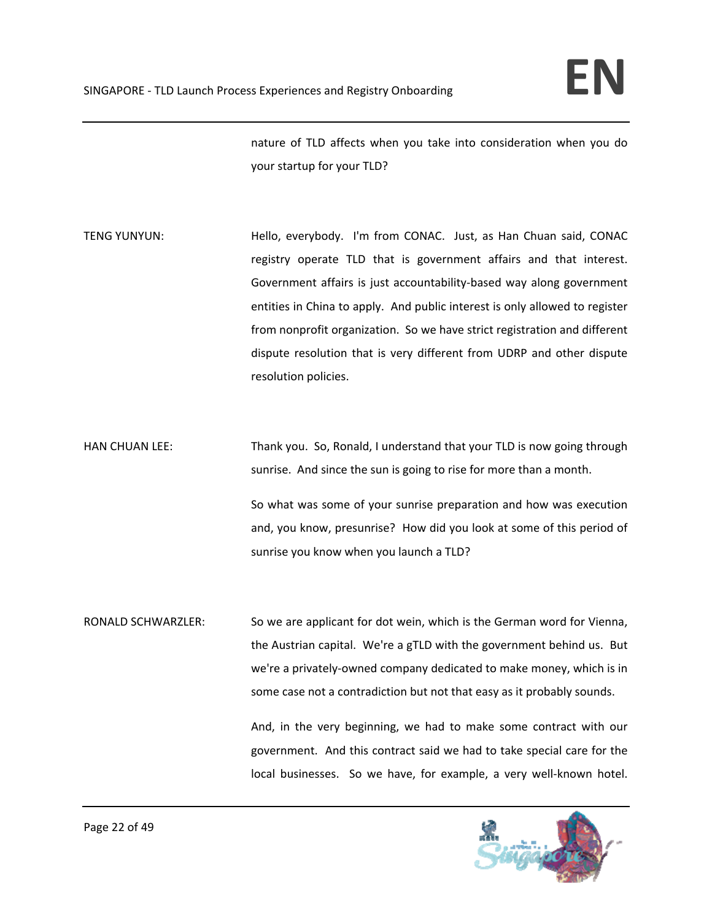nature of TLD affects when you take into consideration when you do your startup for your TLD?

TENG YUNYUN: Hello, everybody. I'm from CONAC. Just, as Han Chuan said, CONAC registry operate TLD that is government affairs and that interest. Government affairs is just accountability-based way along government entities in China to apply. And public interest is only allowed to register from nonprofit organization. So we have strict registration and different dispute resolution that is very different from UDRP and other dispute resolution policies.

HAN CHUAN LEE: Thank you. So, Ronald, I understand that your TLD is now going through sunrise. And since the sun is going to rise for more than a month.

So what was some of your sunrise preparation and how was execution and, you know, presunrise? How did you look at some of this period of sunrise you know when you launch a TLD?

RONALD SCHWARZLER: So we are applicant for dot wein, which is the German word for Vienna, the Austrian capital. We're a gTLD with the government behind us. But we're a privately-owned company dedicated to make money, which is in some case not a contradiction but not that easy as it probably sounds.

And, in the very beginning, we had to make some contract with our government. And this contract said we had to take special care for the local businesses. So we have, for example, a very well-known hotel.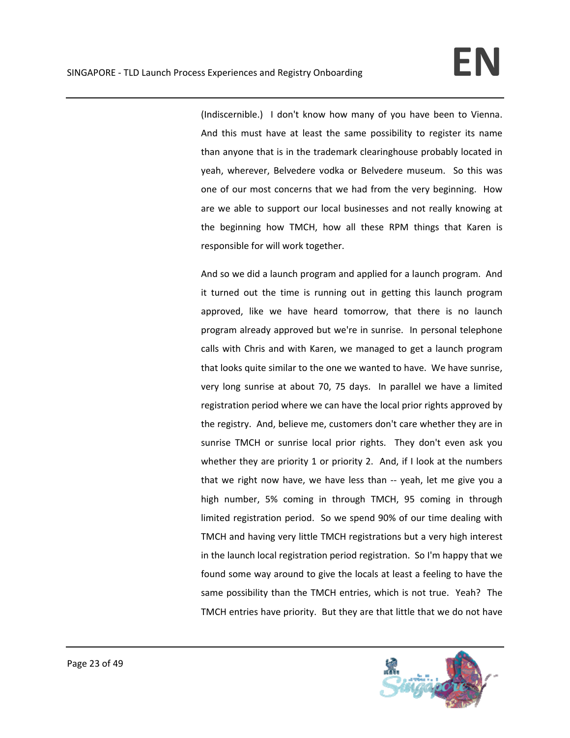(Indiscernible.) I don't know how many of you have been to Vienna. And this must have at least the same possibility to register its name than anyone that is in the trademark clearinghouse probably located in yeah, wherever, Belvedere vodka or Belvedere museum. So this was one of our most concerns that we had from the very beginning. How are we able to support our local businesses and not really knowing at the beginning how TMCH, how all these RPM things that Karen is responsible for will work together.

And so we did a launch program and applied for a launch program. And it turned out the time is running out in getting this launch program approved, like we have heard tomorrow, that there is no launch program already approved but we're in sunrise. In personal telephone calls with Chris and with Karen, we managed to get a launch program that looks quite similar to the one we wanted to have. We have sunrise, very long sunrise at about 70, 75 days. In parallel we have a limited registration period where we can have the local prior rights approved by the registry. And, believe me, customers don't care whether they are in sunrise TMCH or sunrise local prior rights. They don't even ask you whether they are priority 1 or priority 2. And, if I look at the numbers that we right now have, we have less than -- yeah, let me give you a high number, 5% coming in through TMCH, 95 coming in through limited registration period. So we spend 90% of our time dealing with TMCH and having very little TMCH registrations but a very high interest in the launch local registration period registration. So I'm happy that we found some way around to give the locals at least a feeling to have the same possibility than the TMCH entries, which is not true. Yeah? The TMCH entries have priority. But they are that little that we do not have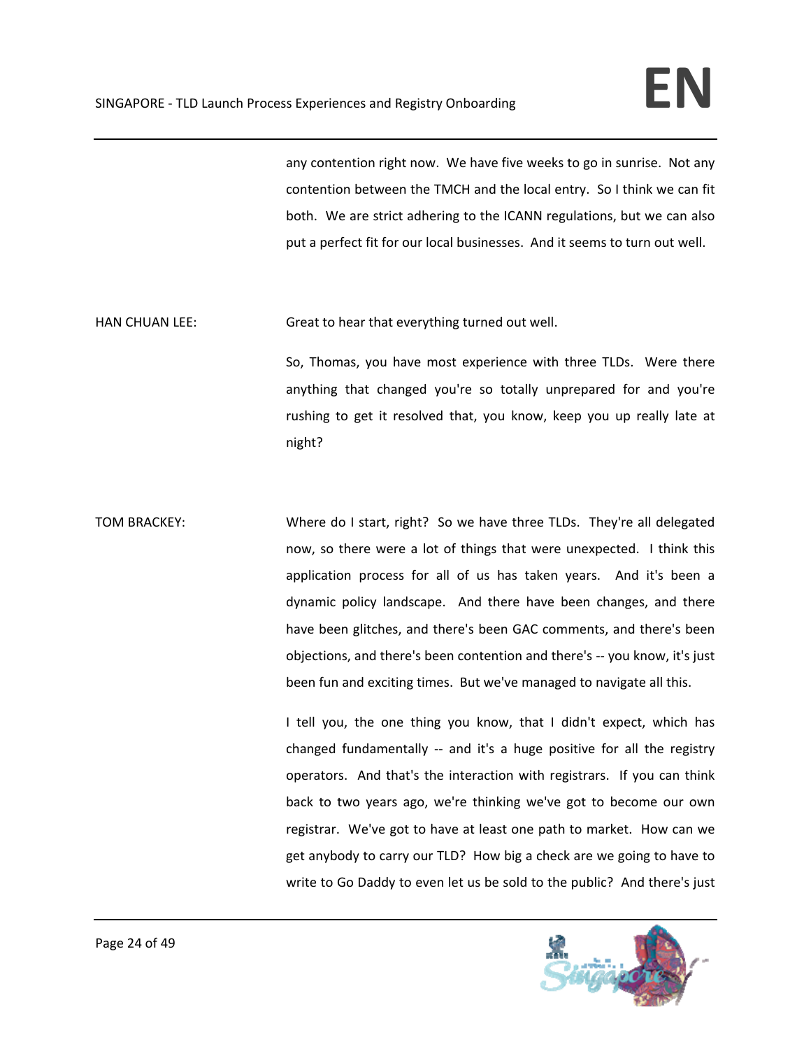any contention right now. We have five weeks to go in sunrise. Not any contention between the TMCH and the local entry. So I think we can fit both. We are strict adhering to the ICANN regulations, but we can also put a perfect fit for our local businesses. And it seems to turn out well.

HAN CHUAN LEE: Great to hear that everything turned out well.

So, Thomas, you have most experience with three TLDs. Were there anything that changed you're so totally unprepared for and you're rushing to get it resolved that, you know, keep you up really late at night?

TOM BRACKEY: Where do I start, right? So we have three TLDs. They're all delegated now, so there were a lot of things that were unexpected. I think this application process for all of us has taken years. And it's been a dynamic policy landscape. And there have been changes, and there have been glitches, and there's been GAC comments, and there's been objections, and there's been contention and there's -- you know, it's just been fun and exciting times. But we've managed to navigate all this.

I tell you, the one thing you know, that I didn't expect, which has changed fundamentally -- and it's a huge positive for all the registry operators. And that's the interaction with registrars. If you can think back to two years ago, we're thinking we've got to become our own registrar. We've got to have at least one path to market. How can we get anybody to carry our TLD? How big a check are we going to have to write to Go Daddy to even let us be sold to the public? And there's just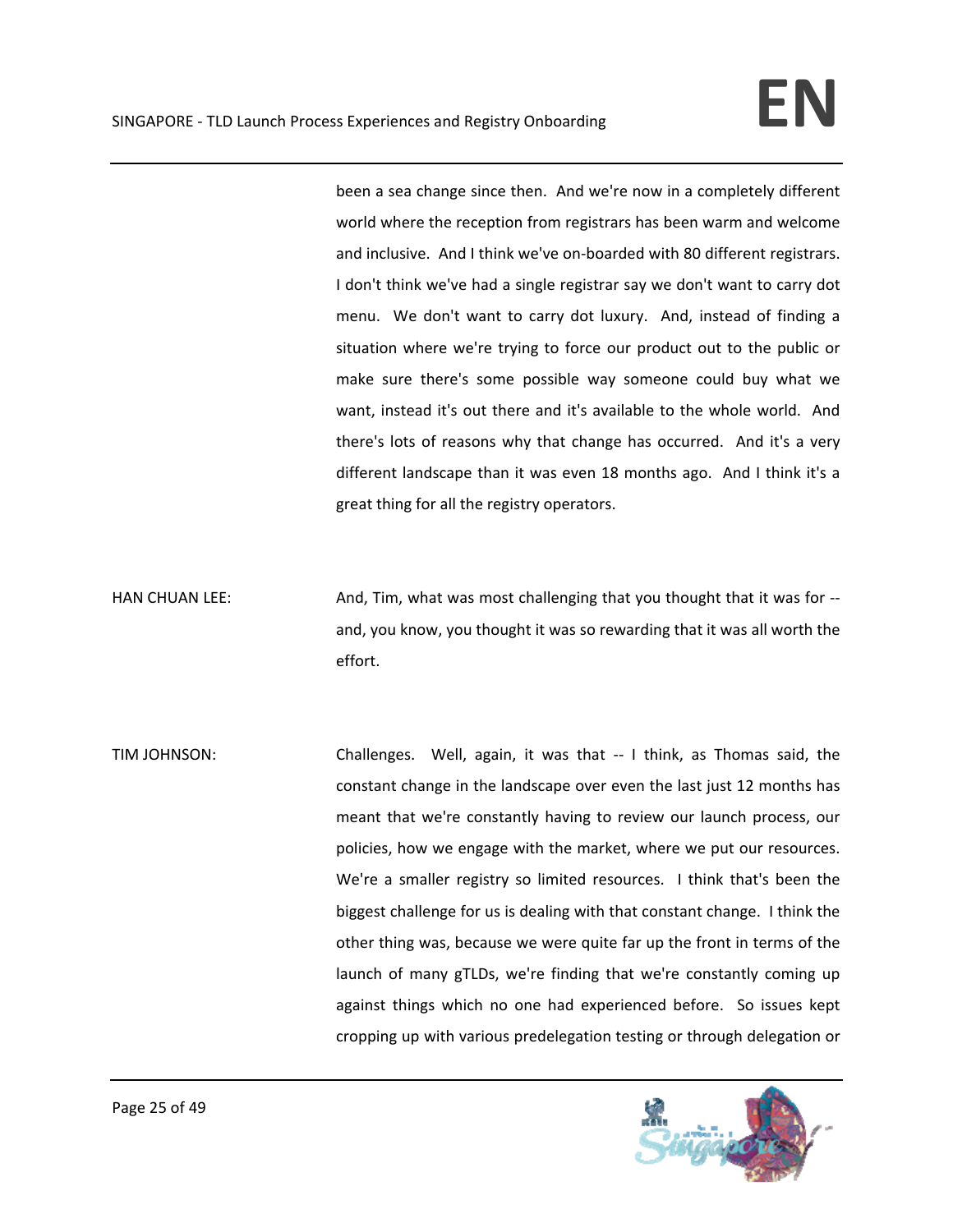been a sea change since then. And we're now in a completely different world where the reception from registrars has been warm and welcome and inclusive. And I think we've on-boarded with 80 different registrars. I don't think we've had a single registrar say we don't want to carry dot menu. We don't want to carry dot luxury. And, instead of finding a situation where we're trying to force our product out to the public or make sure there's some possible way someone could buy what we want, instead it's out there and it's available to the whole world. And there's lots of reasons why that change has occurred. And it's a very different landscape than it was even 18 months ago. And I think it's a great thing for all the registry operators.

HAN CHUAN LEE: And, Tim, what was most challenging that you thought that it was for -- and, you know, you thought it was so rewarding that it was all worth the effort.

TIM JOHNSON: Challenges. Well, again, it was that -- I think, as Thomas said, the constant change in the landscape over even the last just 12 months has meant that we're constantly having to review our launch process, our policies, how we engage with the market, where we put our resources. We're a smaller registry so limited resources. I think that's been the biggest challenge for us is dealing with that constant change. I think the other thing was, because we were quite far up the front in terms of the launch of many gTLDs, we're finding that we're constantly coming up against things which no one had experienced before. So issues kept cropping up with various predelegation testing or through delegation or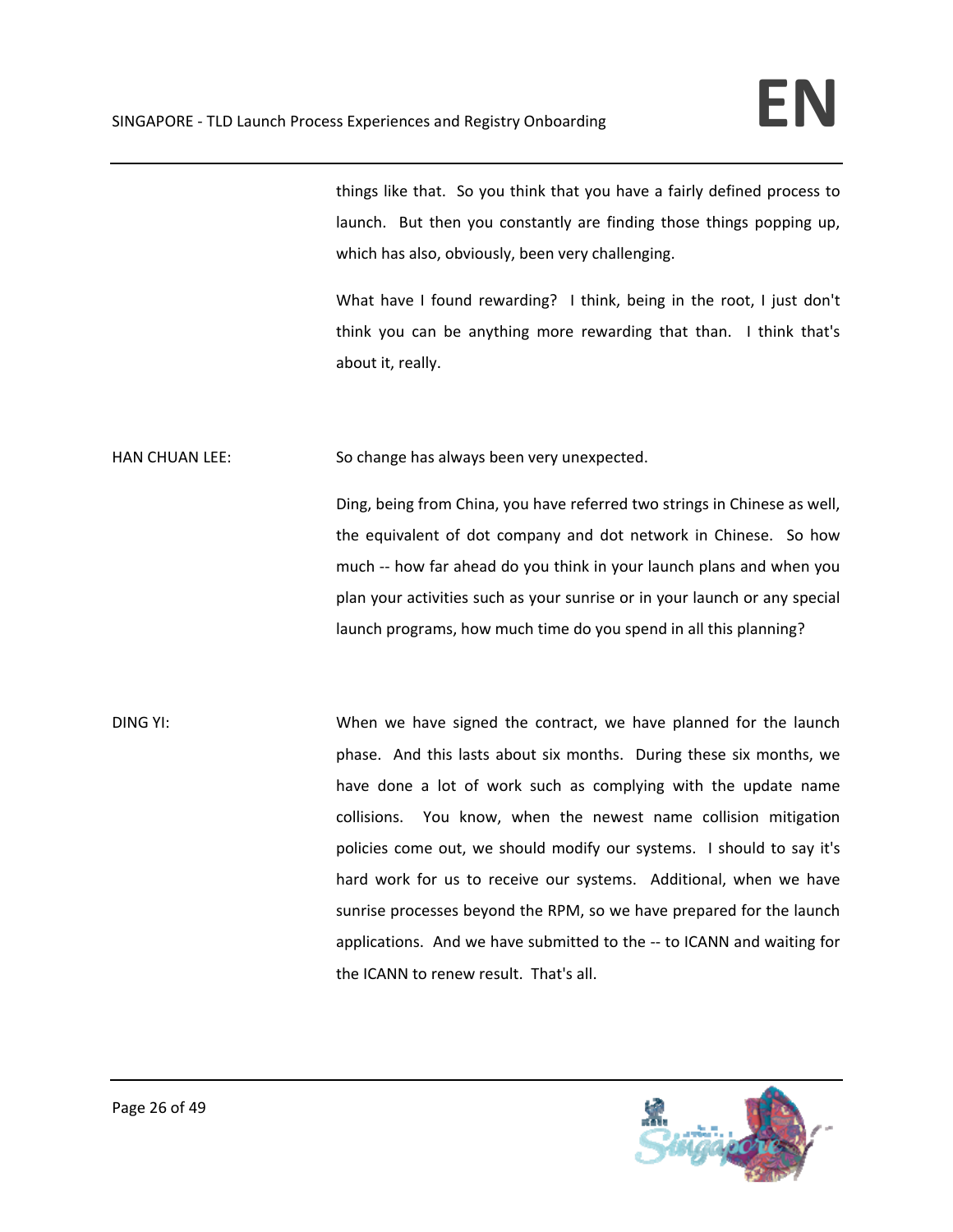things like that. So you think that you have a fairly defined process to launch. But then you constantly are finding those things popping up, which has also, obviously, been very challenging.

What have I found rewarding? I think, being in the root, I just don't think you can be anything more rewarding that than. I think that's about it, really.

HAN CHUAN LEE: So change has always been very unexpected.

Ding, being from China, you have referred two strings in Chinese as well, the equivalent of dot company and dot network in Chinese. So how much -- how far ahead do you think in your launch plans and when you plan your activities such as your sunrise or in your launch or any special launch programs, how much time do you spend in all this planning?

DING YI: When we have signed the contract, we have planned for the launch phase. And this lasts about six months. During these six months, we have done a lot of work such as complying with the update name collisions. You know, when the newest name collision mitigation policies come out, we should modify our systems. I should to say it's hard work for us to receive our systems. Additional, when we have sunrise processes beyond the RPM, so we have prepared for the launch applications. And we have submitted to the -- to ICANN and waiting for the ICANN to renew result. That's all.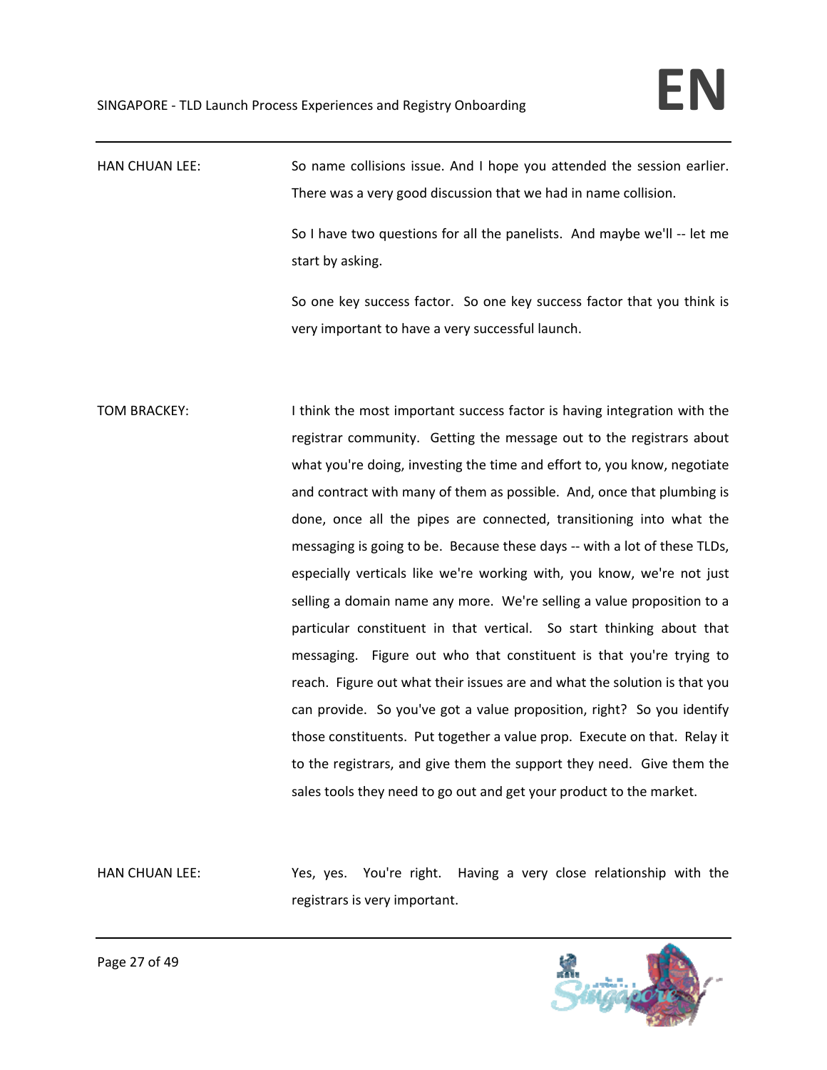HAN CHUAN LEE: So name collisions issue. And I hope you attended the session earlier. There was a very good discussion that we had in name collision.

So I have two questions for all the panelists. And maybe we'll -- let me start by asking.

So one key success factor. So one key success factor that you think is very important to have a very successful launch.

TOM BRACKEY: I think the most important success factor is having integration with the registrar community. Getting the message out to the registrars about what you're doing, investing the time and effort to, you know, negotiate and contract with many of them as possible. And, once that plumbing is done, once all the pipes are connected, transitioning into what the messaging is going to be. Because these days -- with a lot of these TLDs, especially verticals like we're working with, you know, we're not just selling a domain name any more. We're selling a value proposition to a particular constituent in that vertical. So start thinking about that messaging. Figure out who that constituent is that you're trying to reach. Figure out what their issues are and what the solution is that you can provide. So you've got a value proposition, right? So you identify those constituents. Put together a value prop. Execute on that. Relay it to the registrars, and give them the support they need. Give them the sales tools they need to go out and get your product to the market.

HAN CHUAN LEE: Yes, yes. You're right. Having a very close relationship with the registrars is very important.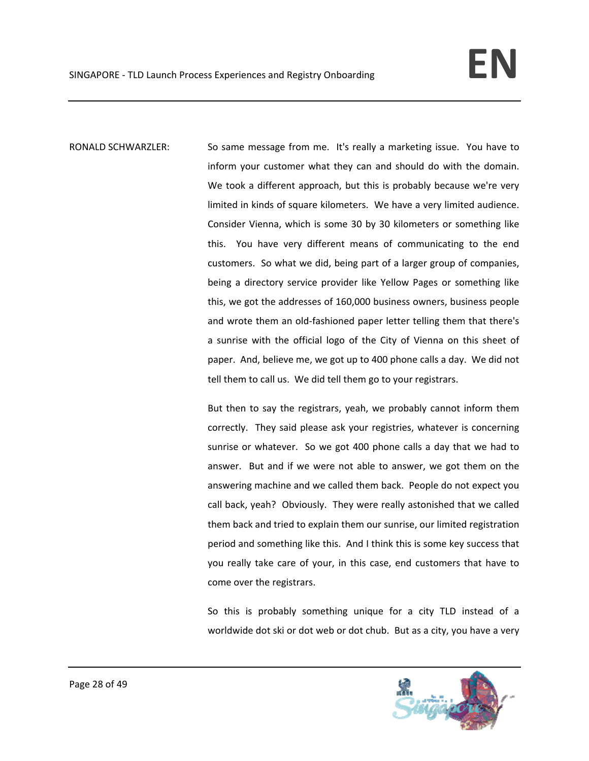RONALD SCHWARZLER: So same message from me. It's really a marketing issue. You have to inform your customer what they can and should do with the domain. We took a different approach, but this is probably because we're very limited in kinds of square kilometers. We have a very limited audience. Consider Vienna, which is some 30 by 30 kilometers or something like this. You have very different means of communicating to the end customers. So what we did, being part of a larger group of companies, being a directory service provider like Yellow Pages or something like this, we got the addresses of 160,000 business owners, business people and wrote them an old-fashioned paper letter telling them that there's a sunrise with the official logo of the City of Vienna on this sheet of paper. And, believe me, we got up to 400 phone calls a day. We did not tell them to call us. We did tell them go to your registrars.

But then to say the registrars, yeah, we probably cannot inform them correctly. They said please ask your registries, whatever is concerning sunrise or whatever. So we got 400 phone calls a day that we had to answer. But and if we were not able to answer, we got them on the answering machine and we called them back. People do not expect you call back, yeah? Obviously. They were really astonished that we called them back and tried to explain them our sunrise, our limited registration period and something like this. And I think this is some key success that you really take care of your, in this case, end customers that have to come over the registrars.

So this is probably something unique for a city TLD instead of a worldwide dot ski or dot web or dot chub. But as a city, you have a very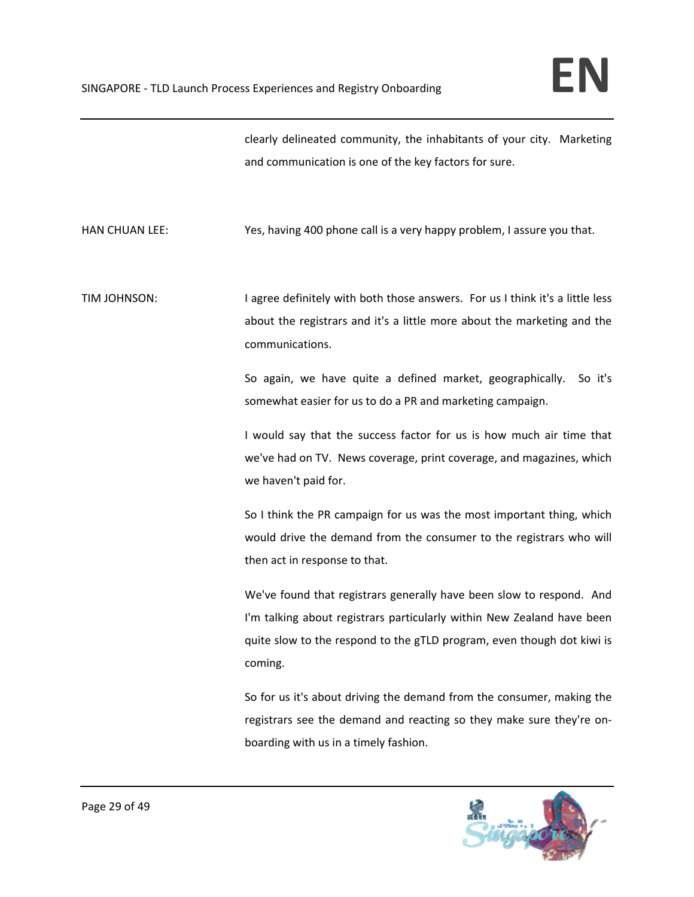clearly delineated community, the inhabitants of your city. Marketing and communication is one of the key factors for sure.

HAN CHUAN LEE: Yes, having 400 phone call is a very happy problem, I assure you that.

TIM JOHNSON: I agree definitely with both those answers. For us I think it's a little less about the registrars and it's a little more about the marketing and the communications.

So again, we have quite a defined market, geographically. So it's somewhat easier for us to do a PR and marketing campaign.

I would say that the success factor for us is how much air time that we've had on TV. News coverage, print coverage, and magazines, which we haven't paid for.

So I think the PR campaign for us was the most important thing, which would drive the demand from the consumer to the registrars who will then act in response to that.

We've found that registrars generally have been slow to respond. And I'm talking about registrars particularly within New Zealand have been quite slow to the respond to the gTLD program, even though dot kiwi is coming.

So for us it's about driving the demand from the consumer, making the registrars see the demand and reacting so they make sure they're on-boarding with us in a timely fashion.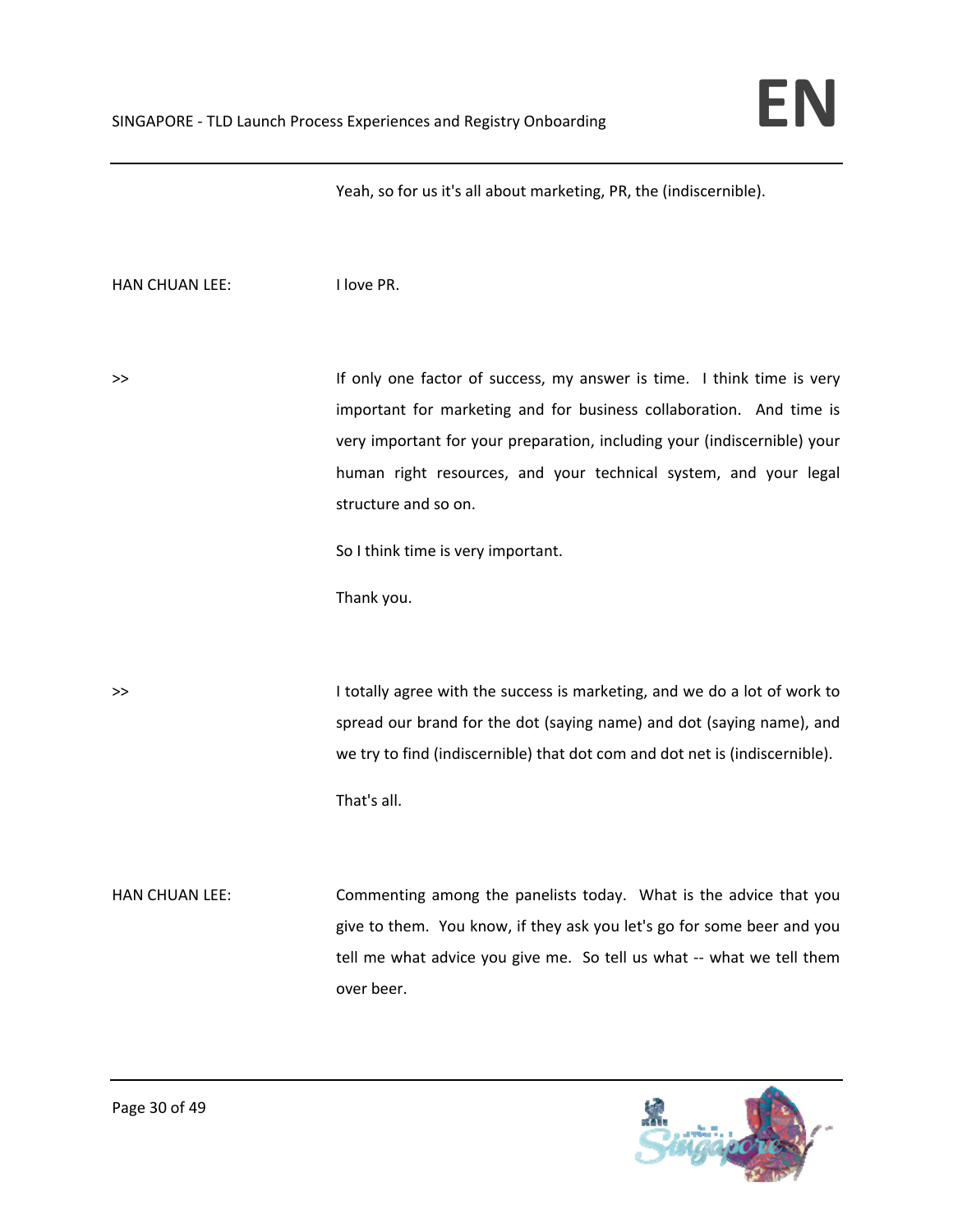Yeah, so for us it's all about marketing, PR, the (indiscernible).

HAN CHUAN LEE: I love PR.

>> If only one factor of success, my answer is time. I think time is very important for marketing and for business collaboration. And time is very important for your preparation, including your (indiscernible) your human right resources, and your technical system, and your legal structure and so on.

So I think time is very important.

Thank you.

>> I totally agree with the success is marketing, and we do a lot of work to spread our brand for the dot (saying name) and dot (saying name), and we try to find (indiscernible) that dot com and dot net is (indiscernible).

That's all.

HAN CHUAN LEE: Commenting among the panelists today. What is the advice that you give to them. You know, if they ask you let's go for some beer and you tell me what advice you give me. So tell us what -- what we tell them over beer.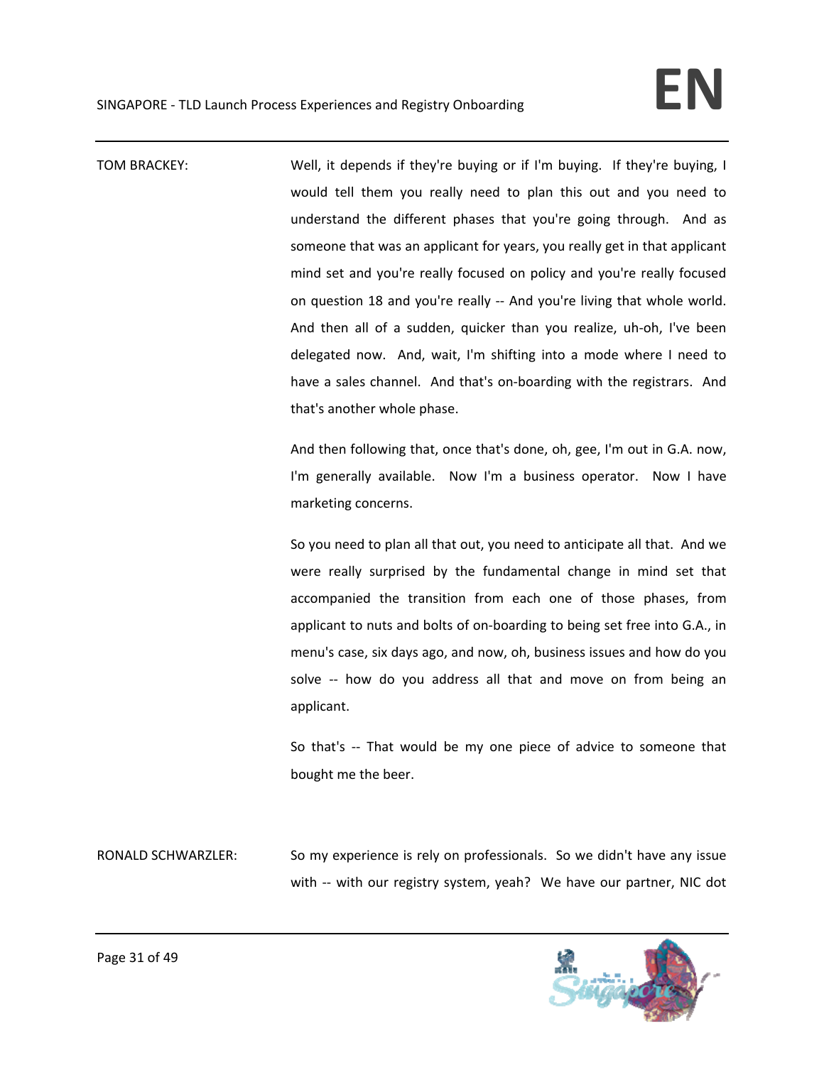TOM BRACKEY: Well, it depends if they're buying or if I'm buying. If they're buying, I would tell them you really need to plan this out and you need to understand the different phases that you're going through. And as someone that was an applicant for years, you really get in that applicant mind set and you're really focused on policy and you're really focused on question 18 and you're really -- And you're living that whole world. And then all of a sudden, quicker than you realize, uh-oh, I've been delegated now. And, wait, I'm shifting into a mode where I need to have a sales channel. And that's on-boarding with the registrars. And that's another whole phase.

And then following that, once that's done, oh, gee, I'm out in G.A. now, I'm generally available. Now I'm a business operator. Now I have marketing concerns.

So you need to plan all that out, you need to anticipate all that. And we were really surprised by the fundamental change in mind set that accompanied the transition from each one of those phases, from applicant to nuts and bolts of on-boarding to being set free into G.A., in menu's case, six days ago, and now, oh, business issues and how do you solve -- how do you address all that and move on from being an applicant.

So that's -- That would be my one piece of advice to someone that bought me the beer.

RONALD SCHWARZLER: So my experience is rely on professionals. So we didn't have any issue with -- with our registry system, yeah? We have our partner, NIC dot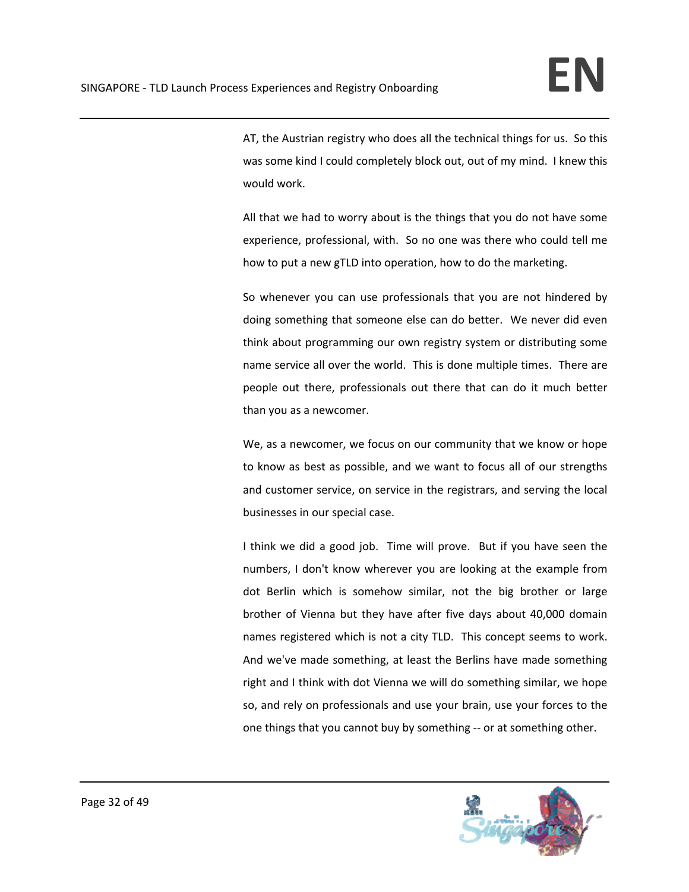AT, the Austrian registry who does all the technical things for us. So this was some kind I could completely block out, out of my mind. I knew this would work.

All that we had to worry about is the things that you do not have some experience, professional, with. So no one was there who could tell me how to put a new gTLD into operation, how to do the marketing.

So whenever you can use professionals that you are not hindered by doing something that someone else can do better. We never did even think about programming our own registry system or distributing some name service all over the world. This is done multiple times. There are people out there, professionals out there that can do it much better than you as a newcomer.

We, as a newcomer, we focus on our community that we know or hope to know as best as possible, and we want to focus all of our strengths and customer service, on service in the registrars, and serving the local businesses in our special case.

I think we did a good job. Time will prove. But if you have seen the numbers, I don't know wherever you are looking at the example from dot Berlin which is somehow similar, not the big brother or large brother of Vienna but they have after five days about 40,000 domain names registered which is not a city TLD. This concept seems to work. And we've made something, at least the Berlins have made something right and I think with dot Vienna we will do something similar, we hope so, and rely on professionals and use your brain, use your forces to the one things that you cannot buy by something -- or at something other.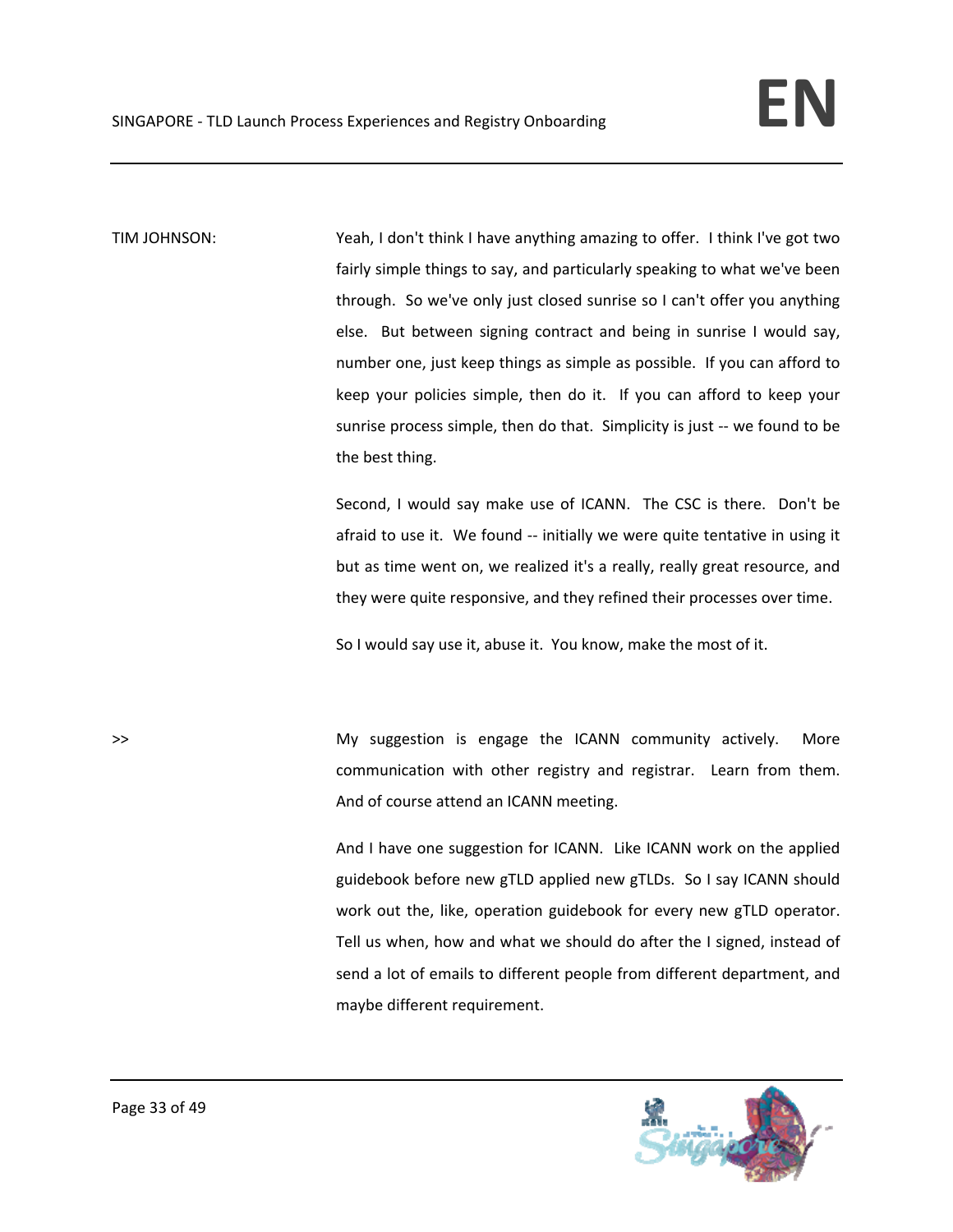TIM JOHNSON: Yeah, I don't think I have anything amazing to offer. I think I've got two fairly simple things to say, and particularly speaking to what we've been through. So we've only just closed sunrise so I can't offer you anything else. But between signing contract and being in sunrise I would say, number one, just keep things as simple as possible. If you can afford to keep your policies simple, then do it. If you can afford to keep your sunrise process simple, then do that. Simplicity is just -- we found to be the best thing.

Second, I would say make use of ICANN. The CSC is there. Don't be afraid to use it. We found -- initially we were quite tentative in using it but as time went on, we realized it's a really, really great resource, and they were quite responsive, and they refined their processes over time.

So I would say use it, abuse it. You know, make the most of it.

>> My suggestion is engage the ICANN community actively. More communication with other registry and registrar. Learn from them. And of course attend an ICANN meeting.

And I have one suggestion for ICANN. Like ICANN work on the applied guidebook before new gTLD applied new gTLDs. So I say ICANN should work out the, like, operation guidebook for every new gTLD operator. Tell us when, how and what we should do after the I signed, instead of send a lot of emails to different people from different department, and maybe different requirement.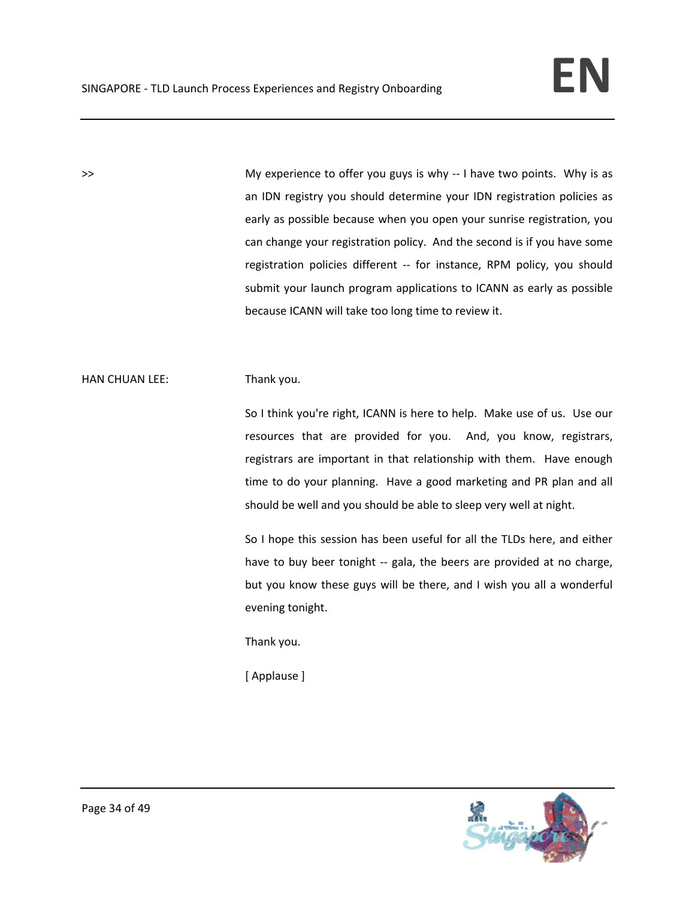>> My experience to offer you guys is why -- I have two points. Why is as an IDN registry you should determine your IDN registration policies as early as possible because when you open your sunrise registration, you can change your registration policy. And the second is if you have some registration policies different -- for instance, RPM policy, you should submit your launch program applications to ICANN as early as possible because ICANN will take too long time to review it.

HAN CHUAN LEE: Thank you.

So I think you're right, ICANN is here to help. Make use of us. Use our resources that are provided for you. And, you know, registrars, registrars are important in that relationship with them. Have enough time to do your planning. Have a good marketing and PR plan and all should be well and you should be able to sleep very well at night.

So I hope this session has been useful for all the TLDs here, and either have to buy beer tonight -- gala, the beers are provided at no charge, but you know these guys will be there, and I wish you all a wonderful evening tonight.

Thank you.

[ Applause ]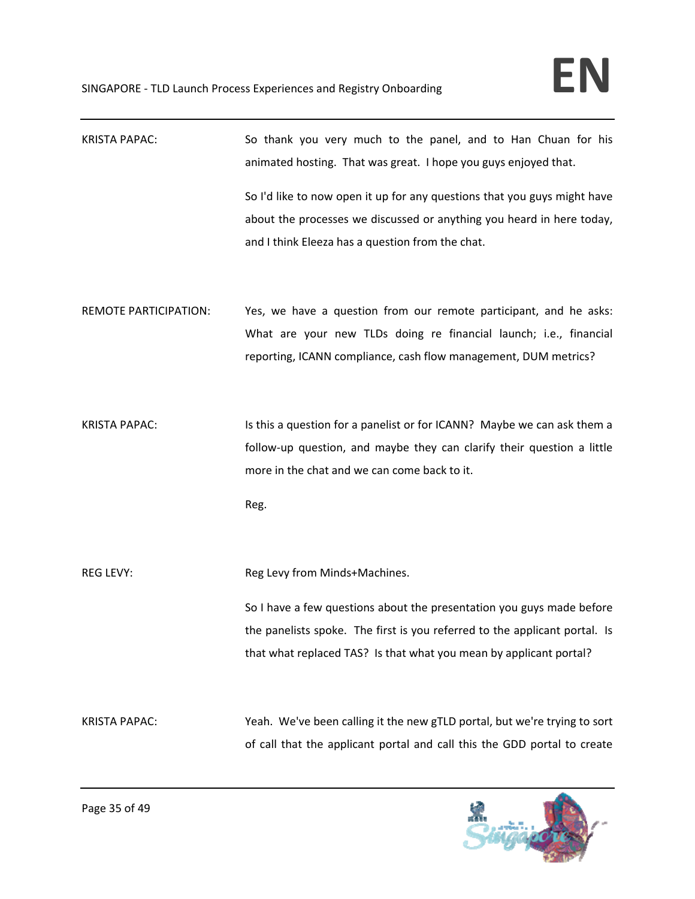KRISTA PAPAC: So thank you very much to the panel, and to Han Chuan for his animated hosting. That was great. I hope you guys enjoyed that.

So I'd like to now open it up for any questions that you guys might have about the processes we discussed or anything you heard in here today, and I think Eleeza has a question from the chat.

REMOTE PARTICIPATION: Yes, we have a question from our remote participant, and he asks: What are your new TLDs doing re financial launch; i.e., financial reporting, ICANN compliance, cash flow management, DUM metrics?

KRISTA PAPAC: Is this a question for a panelist or for ICANN? Maybe we can ask them a follow-up question, and maybe they can clarify their question a little more in the chat and we can come back to it.

Reg.

REG LEVY: Reg Levy from Minds+Machines.

So I have a few questions about the presentation you guys made before the panelists spoke. The first is you referred to the applicant portal. Is that what replaced TAS? Is that what you mean by applicant portal?

KRISTA PAPAC: Yeah. We've been calling it the new gTLD portal, but we're trying to sort of call that the applicant portal and call this the GDD portal to create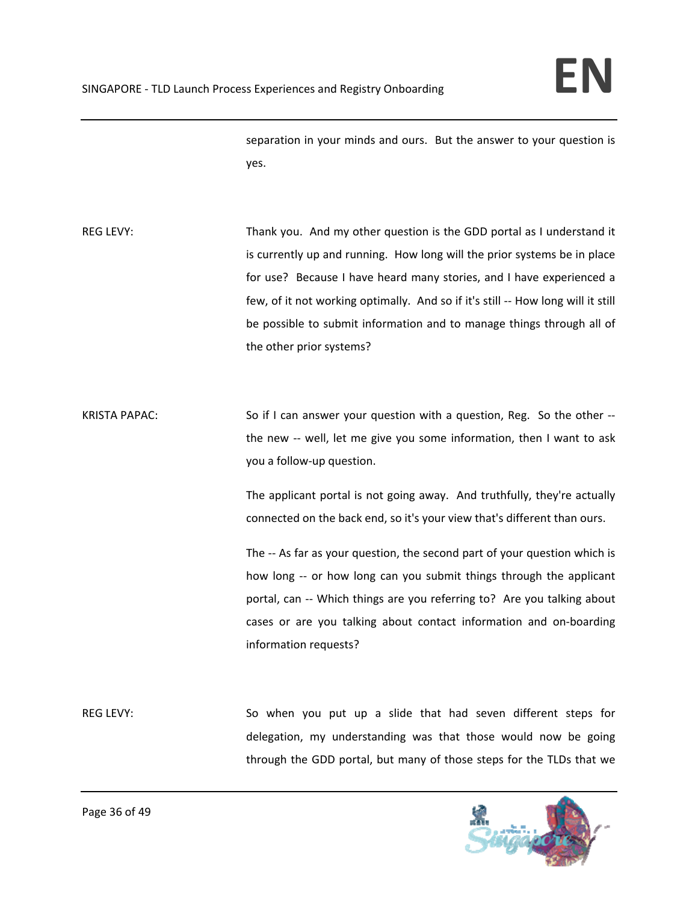separation in your minds and ours. But the answer to your question is yes.

REG LEVY: Thank you. And my other question is the GDD portal as I understand it is currently up and running. How long will the prior systems be in place for use? Because I have heard many stories, and I have experienced a few, of it not working optimally. And so if it's still -- How long will it still be possible to submit information and to manage things through all of the other prior systems?

KRISTA PAPAC: So if I can answer your question with a question, Reg. So the other -- the new -- well, let me give you some information, then I want to ask you a follow-up question.

The applicant portal is not going away. And truthfully, they're actually connected on the back end, so it's your view that's different than ours.

The -- As far as your question, the second part of your question which is how long -- or how long can you submit things through the applicant portal, can -- Which things are you referring to? Are you talking about cases or are you talking about contact information and on-boarding information requests?

REG LEVY: So when you put up a slide that had seven different steps for delegation, my understanding was that those would now be going through the GDD portal, but many of those steps for the TLDs that we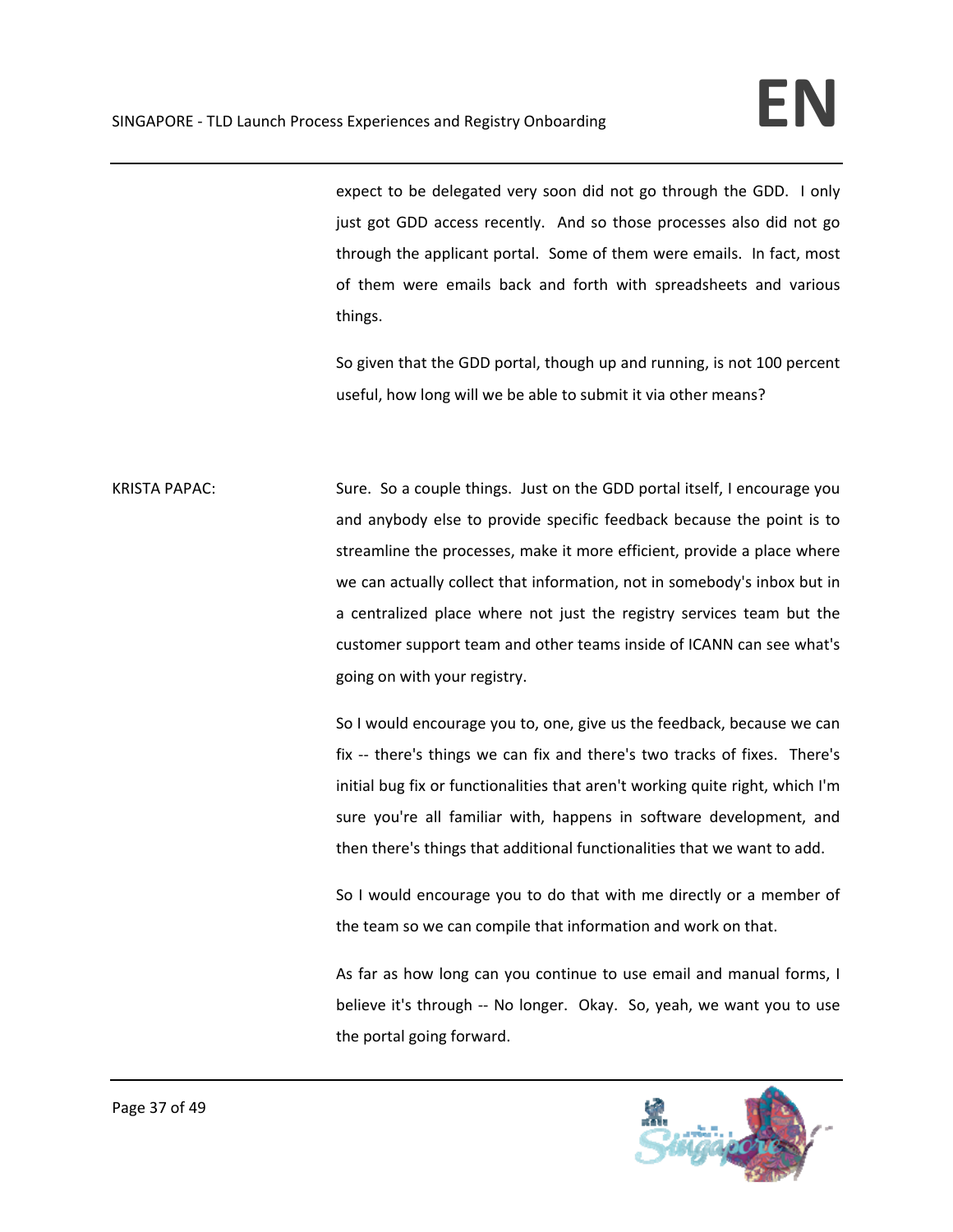expect to be delegated very soon did not go through the GDD. I only just got GDD access recently. And so those processes also did not go through the applicant portal. Some of them were emails. In fact, most of them were emails back and forth with spreadsheets and various things.

So given that the GDD portal, though up and running, is not 100 percent useful, how long will we be able to submit it via other means?

KRISTA PAPAC: Sure. So a couple things. Just on the GDD portal itself, I encourage you and anybody else to provide specific feedback because the point is to streamline the processes, make it more efficient, provide a place where we can actually collect that information, not in somebody's inbox but in a centralized place where not just the registry services team but the customer support team and other teams inside of ICANN can see what's going on with your registry.

So I would encourage you to, one, give us the feedback, because we can fix -- there's things we can fix and there's two tracks of fixes. There's initial bug fix or functionalities that aren't working quite right, which I'm sure you're all familiar with, happens in software development, and then there's things that additional functionalities that we want to add.

So I would encourage you to do that with me directly or a member of the team so we can compile that information and work on that.

As far as how long can you continue to use email and manual forms, I believe it's through -- No longer. Okay. So, yeah, we want you to use the portal going forward.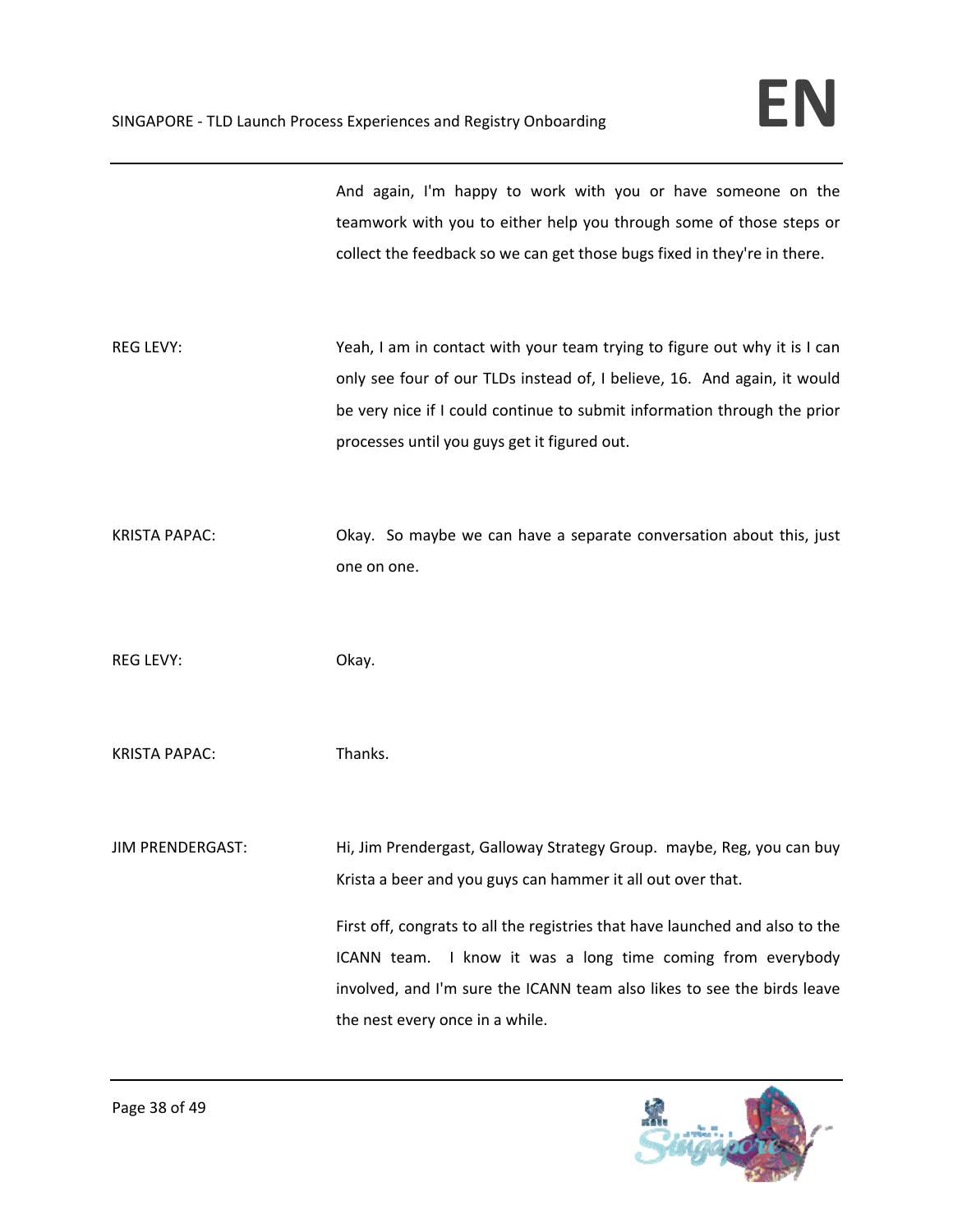And again, I'm happy to work with you or have someone on the teamwork with you to either help you through some of those steps or collect the feedback so we can get those bugs fixed in they're in there.

REG LEVY: Yeah, I am in contact with your team trying to figure out why it is I can only see four of our TLDs instead of, I believe, 16. And again, it would be very nice if I could continue to submit information through the prior processes until you guys get it figured out.

KRISTA PAPAC: Okay. So maybe we can have a separate conversation about this, just one on one.

REG LEVY: Okay.

KRISTA PAPAC: Thanks.

JIM PRENDERGAST: Hi, Jim Prendergast, Galloway Strategy Group. maybe, Reg, you can buy Krista a beer and you guys can hammer it all out over that.

First off, congrats to all the registries that have launched and also to the ICANN team. I know it was a long time coming from everybody involved, and I'm sure the ICANN team also likes to see the birds leave the nest every once in a while.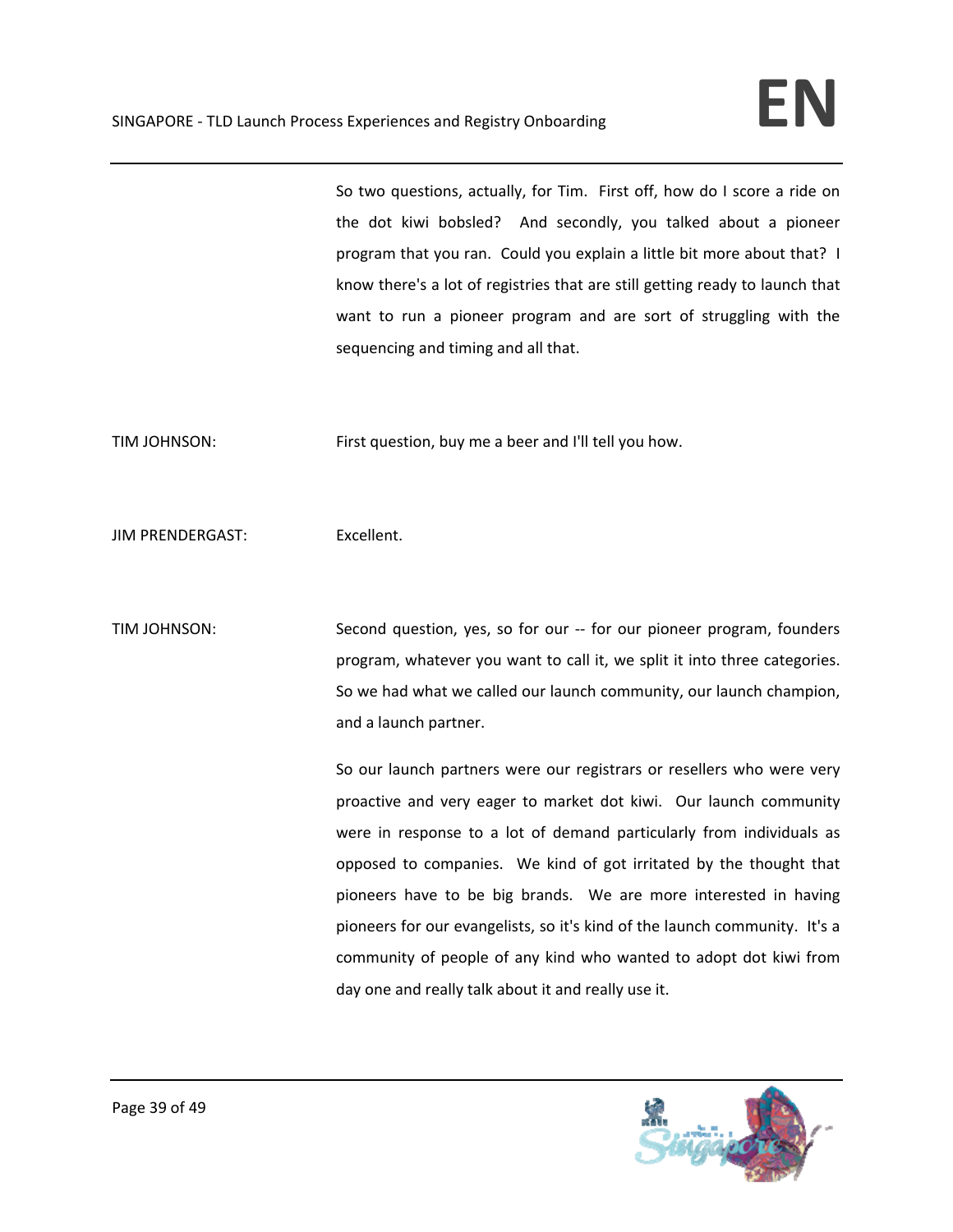So two questions, actually, for Tim. First off, how do I score a ride on the dot kiwi bobsled? And secondly, you talked about a pioneer program that you ran. Could you explain a little bit more about that? I know there's a lot of registries that are still getting ready to launch that want to run a pioneer program and are sort of struggling with the sequencing and timing and all that.

TIM JOHNSON: First question, buy me a beer and I'll tell you how.

JIM PRENDERGAST: Excellent.

TIM JOHNSON: Second question, yes, so for our -- for our pioneer program, founders program, whatever you want to call it, we split it into three categories. So we had what we called our launch community, our launch champion, and a launch partner.

So our launch partners were our registrars or resellers who were very proactive and very eager to market dot kiwi. Our launch community were in response to a lot of demand particularly from individuals as opposed to companies. We kind of got irritated by the thought that pioneers have to be big brands. We are more interested in having pioneers for our evangelists, so it's kind of the launch community. It's a community of people of any kind who wanted to adopt dot kiwi from day one and really talk about it and really use it.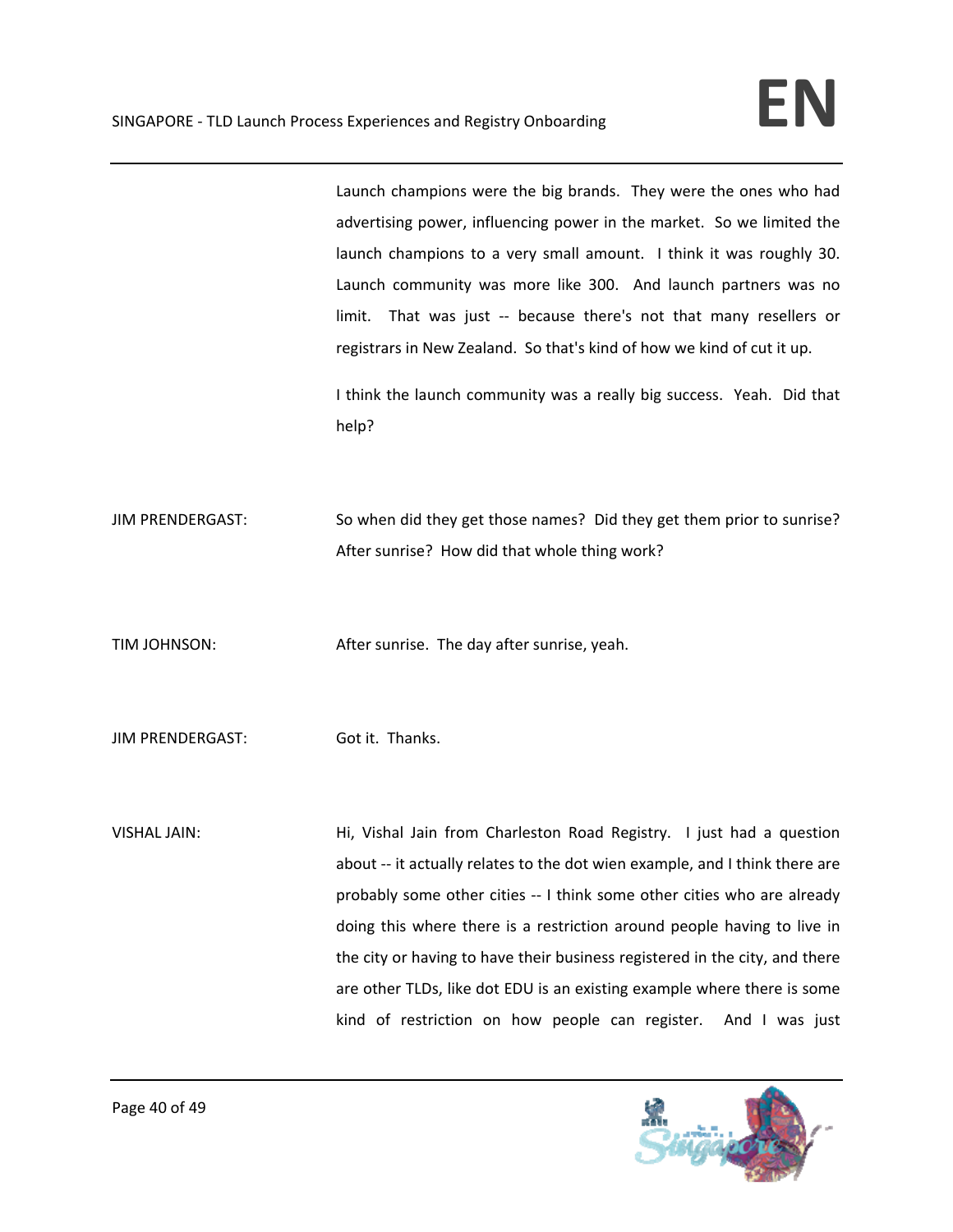Launch champions were the big brands. They were the ones who had advertising power, influencing power in the market. So we limited the launch champions to a very small amount. I think it was roughly 30. Launch community was more like 300. And launch partners was no limit. That was just -- because there's not that many resellers or registrars in New Zealand. So that's kind of how we kind of cut it up.

I think the launch community was a really big success. Yeah. Did that help?

JIM PRENDERGAST: So when did they get those names? Did they get them prior to sunrise? After sunrise? How did that whole thing work?

TIM JOHNSON: After sunrise. The day after sunrise, yeah.

JIM PRENDERGAST: Got it. Thanks.

VISHAL JAIN: Hi, Vishal Jain from Charleston Road Registry. I just had a question about -- it actually relates to the dot wien example, and I think there are probably some other cities -- I think some other cities who are already doing this where there is a restriction around people having to live in the city or having to have their business registered in the city, and there are other TLDs, like dot EDU is an existing example where there is some kind of restriction on how people can register. And I was just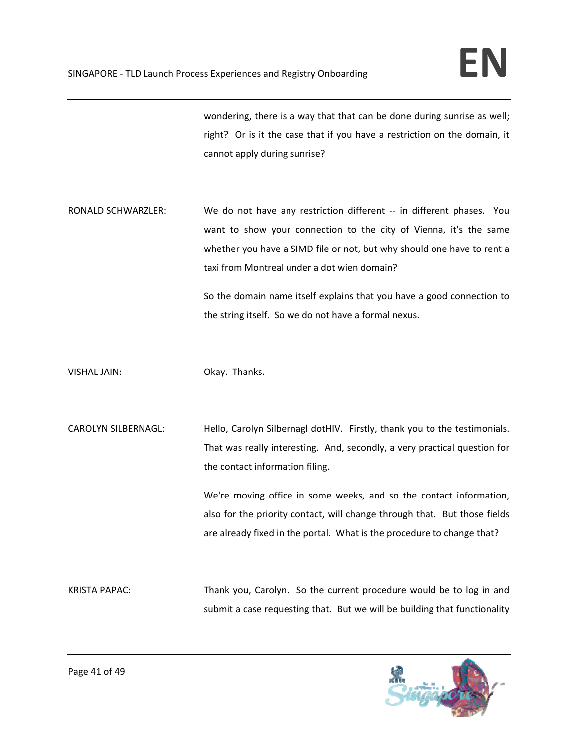wondering, there is a way that that can be done during sunrise as well; right? Or is it the case that if you have a restriction on the domain, it cannot apply during sunrise?

RONALD SCHWARZLER: We do not have any restriction different -- in different phases. You want to show your connection to the city of Vienna, it's the same whether you have a SIMD file or not, but why should one have to rent a taxi from Montreal under a dot wien domain?

So the domain name itself explains that you have a good connection to the string itself. So we do not have a formal nexus.

VISHAL JAIN: Okay. Thanks.

CAROLYN SILBERNAGL: Hello, Carolyn Silbernagl dotHIV. Firstly, thank you to the testimonials. That was really interesting. And, secondly, a very practical question for the contact information filing.

We're moving office in some weeks, and so the contact information, also for the priority contact, will change through that. But those fields are already fixed in the portal. What is the procedure to change that?

KRISTA PAPAC: Thank you, Carolyn. So the current procedure would be to log in and submit a case requesting that. But we will be building that functionality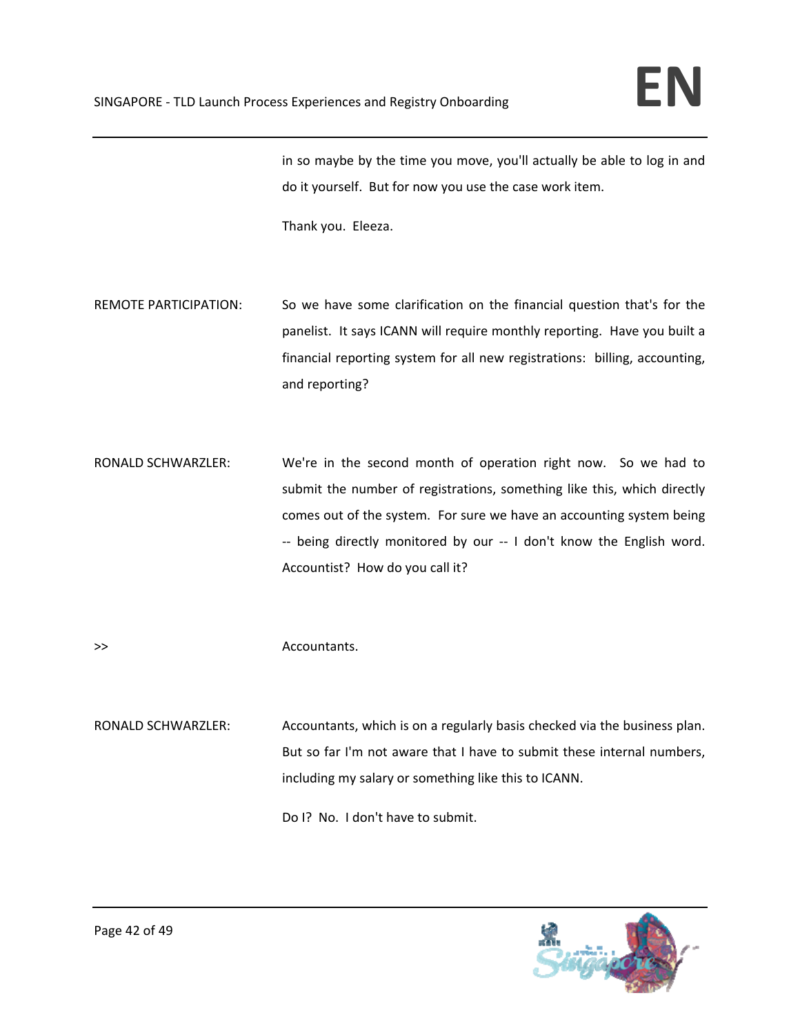in so maybe by the time you move, you'll actually be able to log in and do it yourself. But for now you use the case work item.

Thank you. Eleeza.

REMOTE PARTICIPATION: So we have some clarification on the financial question that's for the panelist. It says ICANN will require monthly reporting. Have you built a financial reporting system for all new registrations: billing, accounting, and reporting?

RONALD SCHWARZLER: We're in the second month of operation right now. So we had to submit the number of registrations, something like this, which directly comes out of the system. For sure we have an accounting system being -- being directly monitored by our -- I don't know the English word. Accountist? How do you call it?

&gt;&gt; Accountants.

RONALD SCHWARZLER: Accountants, which is on a regularly basis checked via the business plan. But so far I'm not aware that I have to submit these internal numbers, including my salary or something like this to ICANN.

Do I? No. I don't have to submit.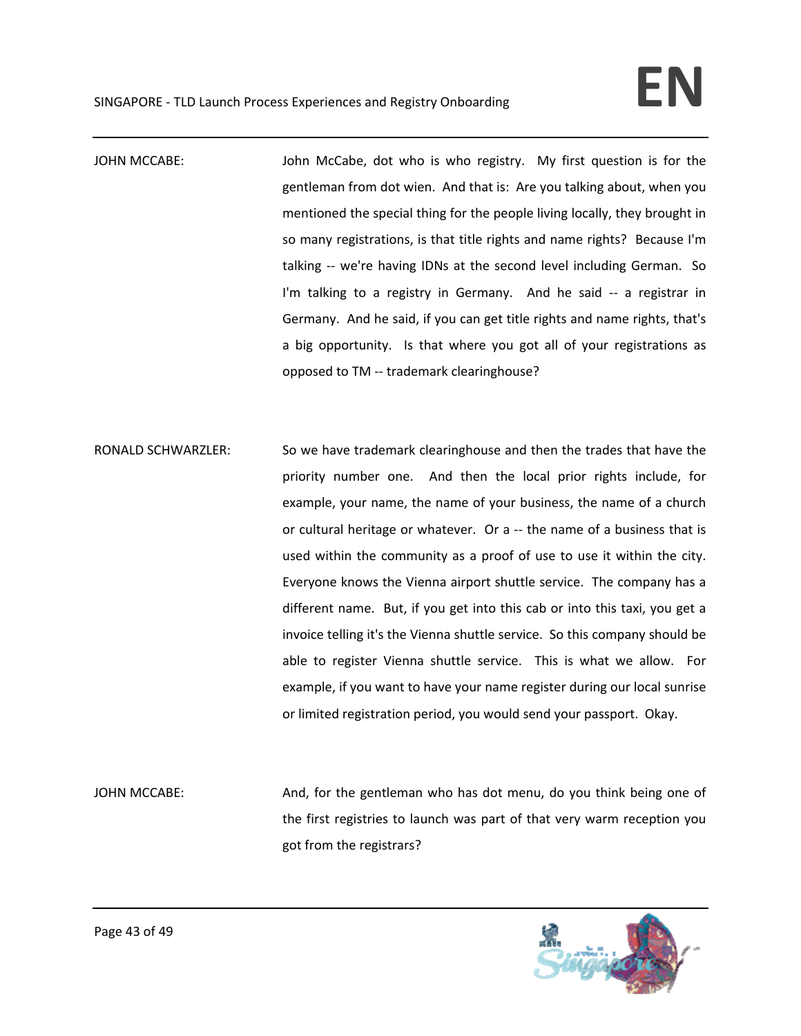JOHN MCCABE: John McCabe, dot who is who registry. My first question is for the gentleman from dot wien. And that is: Are you talking about, when you mentioned the special thing for the people living locally, they brought in so many registrations, is that title rights and name rights? Because I'm talking -- we're having IDNs at the second level including German. So I'm talking to a registry in Germany. And he said -- a registrar in Germany. And he said, if you can get title rights and name rights, that's a big opportunity. Is that where you got all of your registrations as opposed to TM -- trademark clearinghouse?

RONALD SCHWARZLER: So we have trademark clearinghouse and then the trades that have the priority number one. And then the local prior rights include, for example, your name, the name of your business, the name of a church or cultural heritage or whatever. Or a -- the name of a business that is used within the community as a proof of use to use it within the city. Everyone knows the Vienna airport shuttle service. The company has a different name. But, if you get into this cab or into this taxi, you get a invoice telling it's the Vienna shuttle service. So this company should be able to register Vienna shuttle service. This is what we allow. For example, if you want to have your name register during our local sunrise or limited registration period, you would send your passport. Okay.

JOHN MCCABE: And, for the gentleman who has dot menu, do you think being one of the first registries to launch was part of that very warm reception you got from the registrars?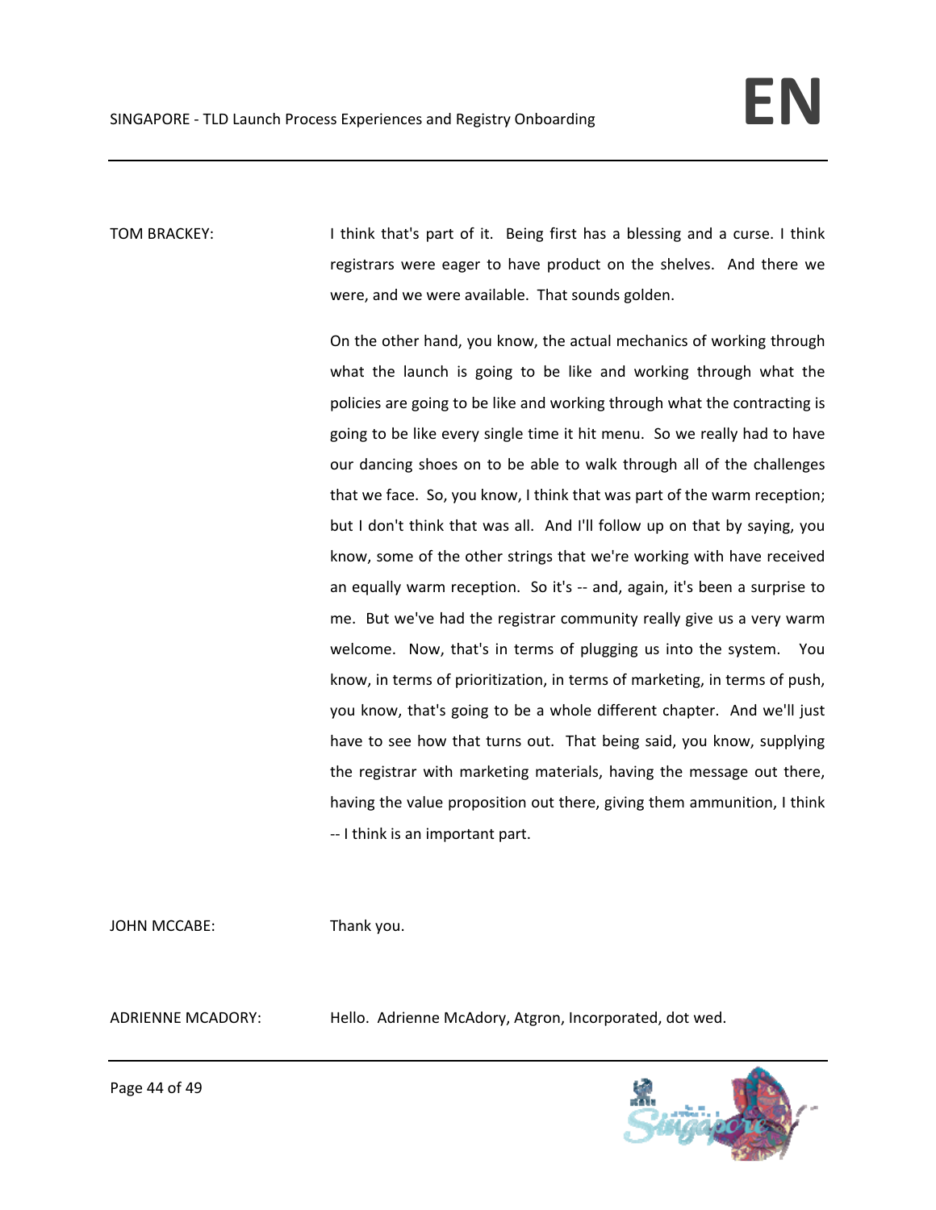TOM BRACKEY: I think that's part of it. Being first has a blessing and a curse. I think registrars were eager to have product on the shelves. And there we were, and we were available. That sounds golden.

On the other hand, you know, the actual mechanics of working through what the launch is going to be like and working through what the policies are going to be like and working through what the contracting is going to be like every single time it hit menu. So we really had to have our dancing shoes on to be able to walk through all of the challenges that we face. So, you know, I think that was part of the warm reception; but I don't think that was all. And I'll follow up on that by saying, you know, some of the other strings that we're working with have received an equally warm reception. So it's -- and, again, it's been a surprise to me. But we've had the registrar community really give us a very warm welcome. Now, that's in terms of plugging us into the system. You know, in terms of prioritization, in terms of marketing, in terms of push, you know, that's going to be a whole different chapter. And we'll just have to see how that turns out. That being said, you know, supplying the registrar with marketing materials, having the message out there, having the value proposition out there, giving them ammunition, I think -- I think is an important part.

JOHN MCCABE: Thank you.

ADRIENNE MCADORY: Hello. Adrienne McAdory, Atgron, Incorporated, dot wed.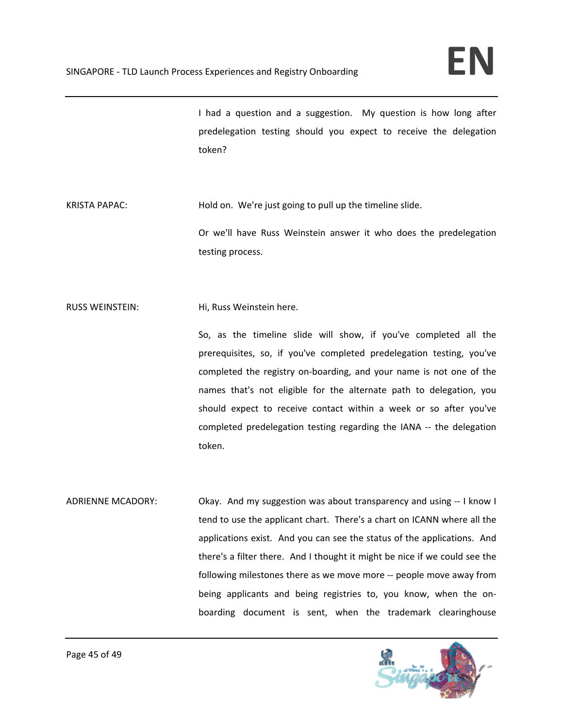I had a question and a suggestion. My question is how long after predelegation testing should you expect to receive the delegation token?

KRISTA PAPAC: Hold on. We're just going to pull up the timeline slide.

Or we'll have Russ Weinstein answer it who does the predelegation testing process.

RUSS WEINSTEIN: Hi, Russ Weinstein here.

So, as the timeline slide will show, if you've completed all the prerequisites, so, if you've completed predelegation testing, you've completed the registry on-boarding, and your name is not one of the names that's not eligible for the alternate path to delegation, you should expect to receive contact within a week or so after you've completed predelegation testing regarding the IANA -- the delegation token.

ADRIENNE MCADORY: Okay. And my suggestion was about transparency and using -- I know I tend to use the applicant chart. There's a chart on ICANN where all the applications exist. And you can see the status of the applications. And there's a filter there. And I thought it might be nice if we could see the following milestones there as we move more -- people move away from being applicants and being registries to, you know, when the on-boarding document is sent, when the trademark clearinghouse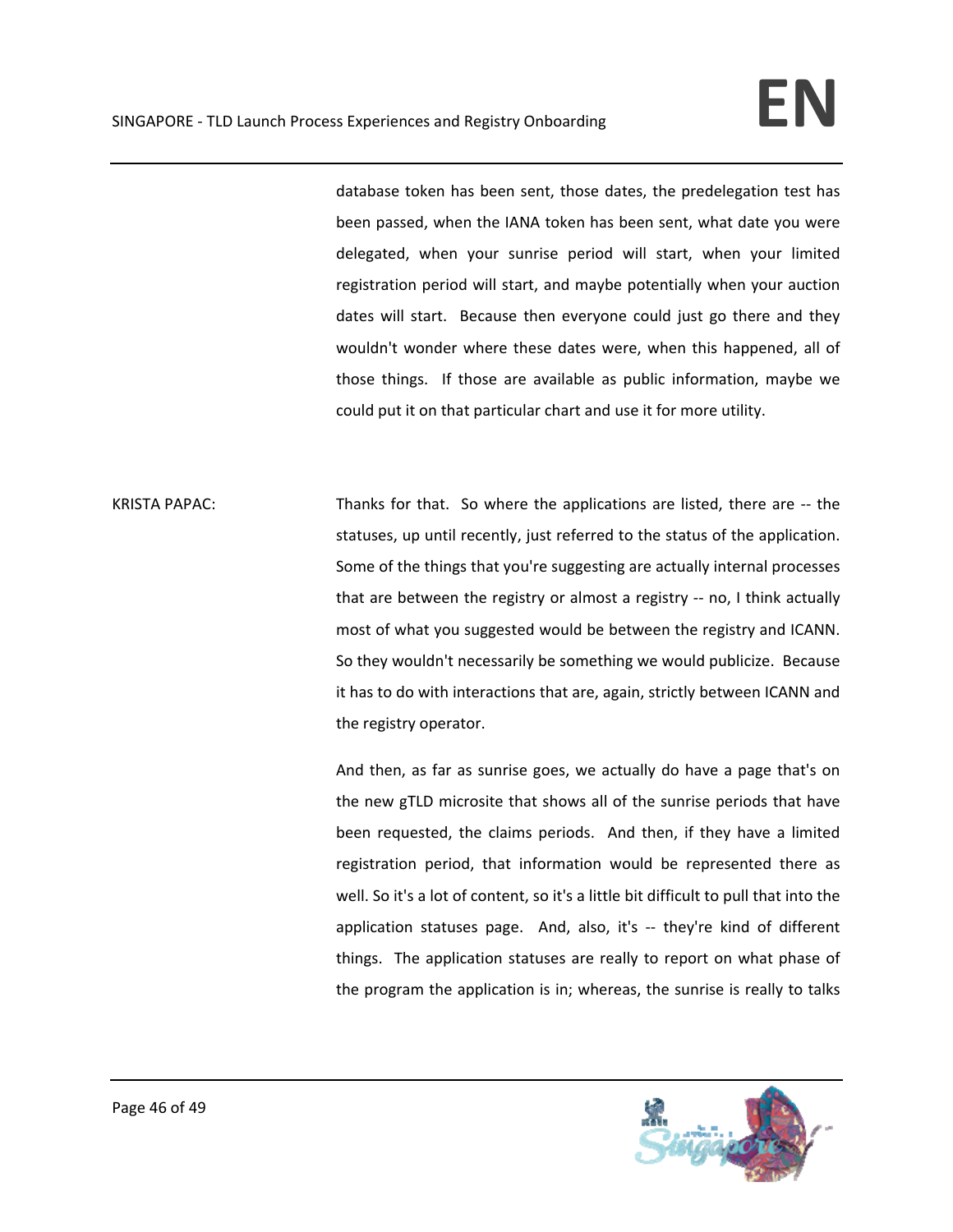database token has been sent, those dates, the predelegation test has been passed, when the IANA token has been sent, what date you were delegated, when your sunrise period will start, when your limited registration period will start, and maybe potentially when your auction dates will start. Because then everyone could just go there and they wouldn't wonder where these dates were, when this happened, all of those things. If those are available as public information, maybe we could put it on that particular chart and use it for more utility.

KRISTA PAPAC: Thanks for that. So where the applications are listed, there are -- the statuses, up until recently, just referred to the status of the application. Some of the things that you're suggesting are actually internal processes that are between the registry or almost a registry -- no, I think actually most of what you suggested would be between the registry and ICANN. So they wouldn't necessarily be something we would publicize. Because it has to do with interactions that are, again, strictly between ICANN and the registry operator.

And then, as far as sunrise goes, we actually do have a page that's on the new gTLD microsite that shows all of the sunrise periods that have been requested, the claims periods. And then, if they have a limited registration period, that information would be represented there as well. So it's a lot of content, so it's a little bit difficult to pull that into the application statuses page. And, also, it's -- they're kind of different things. The application statuses are really to report on what phase of the program the application is in; whereas, the sunrise is really to talks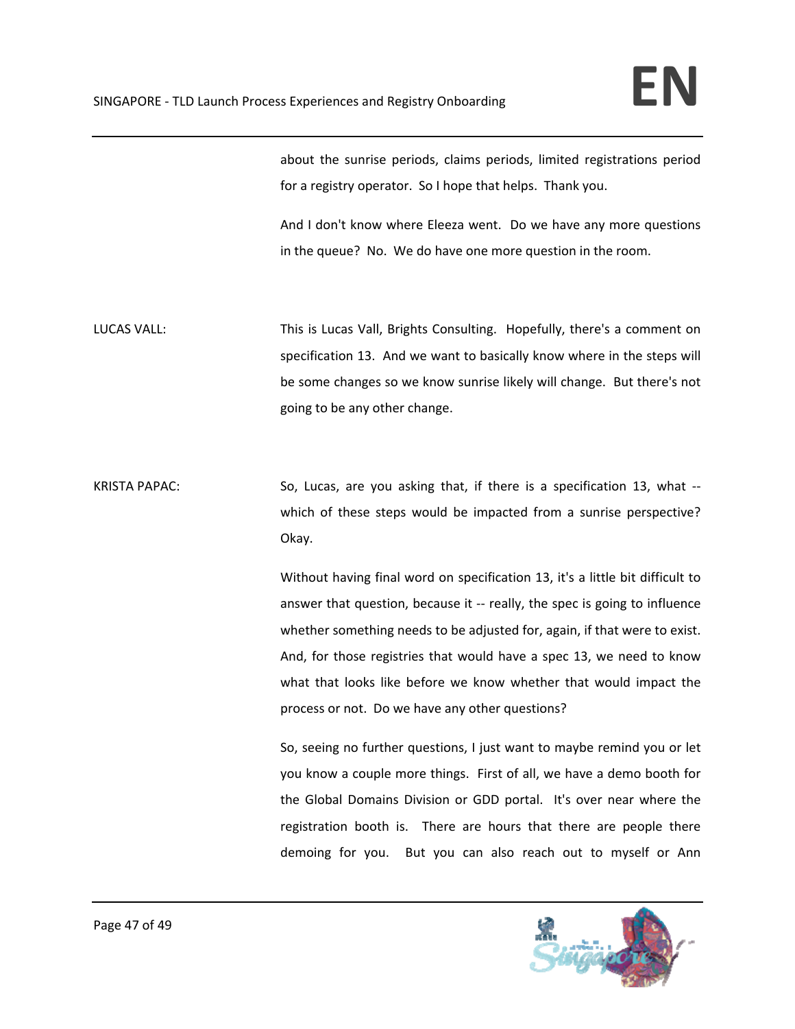about the sunrise periods, claims periods, limited registrations period for a registry operator. So I hope that helps. Thank you.

And I don't know where Eleeza went. Do we have any more questions in the queue? No. We do have one more question in the room.

LUCAS VALL: This is Lucas Vall, Brights Consulting. Hopefully, there's a comment on specification 13. And we want to basically know where in the steps will be some changes so we know sunrise likely will change. But there's not going to be any other change.

KRISTA PAPAC: So, Lucas, are you asking that, if there is a specification 13, what -- which of these steps would be impacted from a sunrise perspective? Okay.

Without having final word on specification 13, it's a little bit difficult to answer that question, because it -- really, the spec is going to influence whether something needs to be adjusted for, again, if that were to exist. And, for those registries that would have a spec 13, we need to know what that looks like before we know whether that would impact the process or not. Do we have any other questions?

So, seeing no further questions, I just want to maybe remind you or let you know a couple more things. First of all, we have a demo booth for the Global Domains Division or GDD portal. It's over near where the registration booth is. There are hours that there are people there demoing for you. But you can also reach out to myself or Ann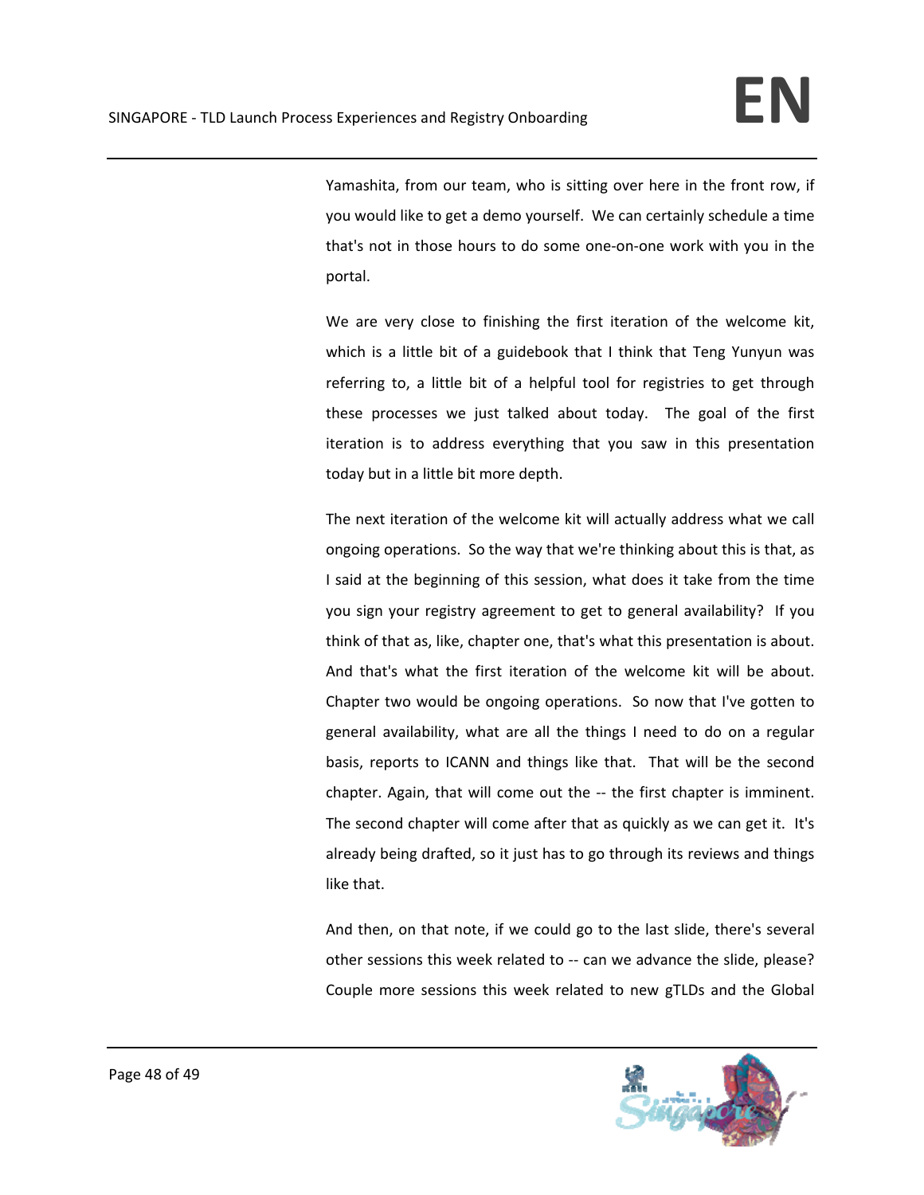Yamashita, from our team, who is sitting over here in the front row, if you would like to get a demo yourself. We can certainly schedule a time that's not in those hours to do some one-on-one work with you in the portal.

We are very close to finishing the first iteration of the welcome kit, which is a little bit of a guidebook that I think that Teng Yunyun was referring to, a little bit of a helpful tool for registries to get through these processes we just talked about today. The goal of the first iteration is to address everything that you saw in this presentation today but in a little bit more depth.

The next iteration of the welcome kit will actually address what we call ongoing operations. So the way that we're thinking about this is that, as I said at the beginning of this session, what does it take from the time you sign your registry agreement to get to general availability? If you think of that as, like, chapter one, that's what this presentation is about. And that's what the first iteration of the welcome kit will be about. Chapter two would be ongoing operations. So now that I've gotten to general availability, what are all the things I need to do on a regular basis, reports to ICANN and things like that. That will be the second chapter. Again, that will come out the -- the first chapter is imminent. The second chapter will come after that as quickly as we can get it. It's already being drafted, so it just has to go through its reviews and things like that.

And then, on that note, if we could go to the last slide, there's several other sessions this week related to -- can we advance the slide, please? Couple more sessions this week related to new gTLDs and the Global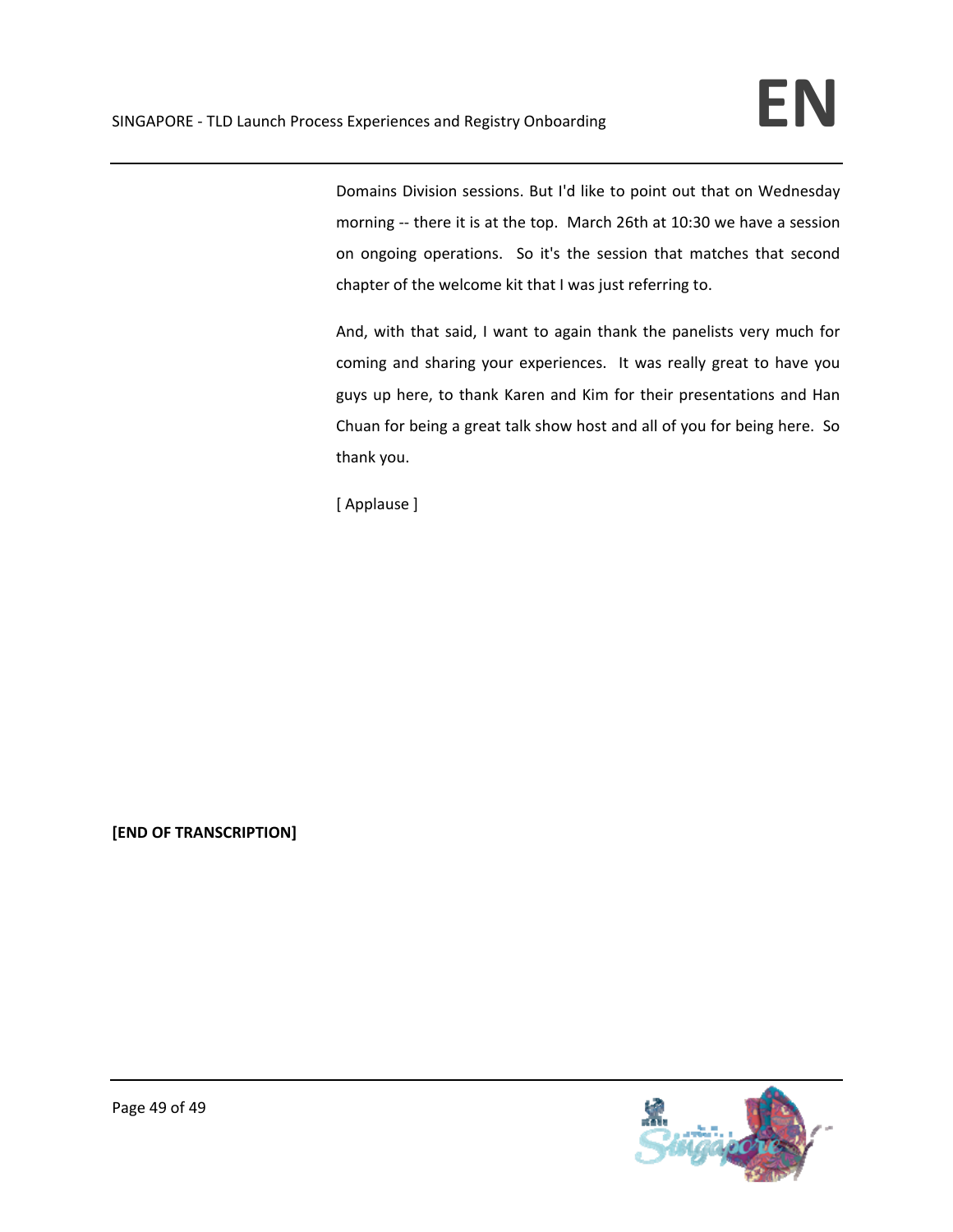Domains Division sessions. But I'd like to point out that on Wednesday morning -- there it is at the top. March 26th at 10:30 we have a session on ongoing operations. So it's the session that matches that second chapter of the welcome kit that I was just referring to.

And, with that said, I want to again thank the panelists very much for coming and sharing your experiences. It was really great to have you guys up here, to thank Karen and Kim for their presentations and Han Chuan for being a great talk show host and all of you for being here. So thank you.

[ Applause ]

**[END OF TRANSCRIPTION]**